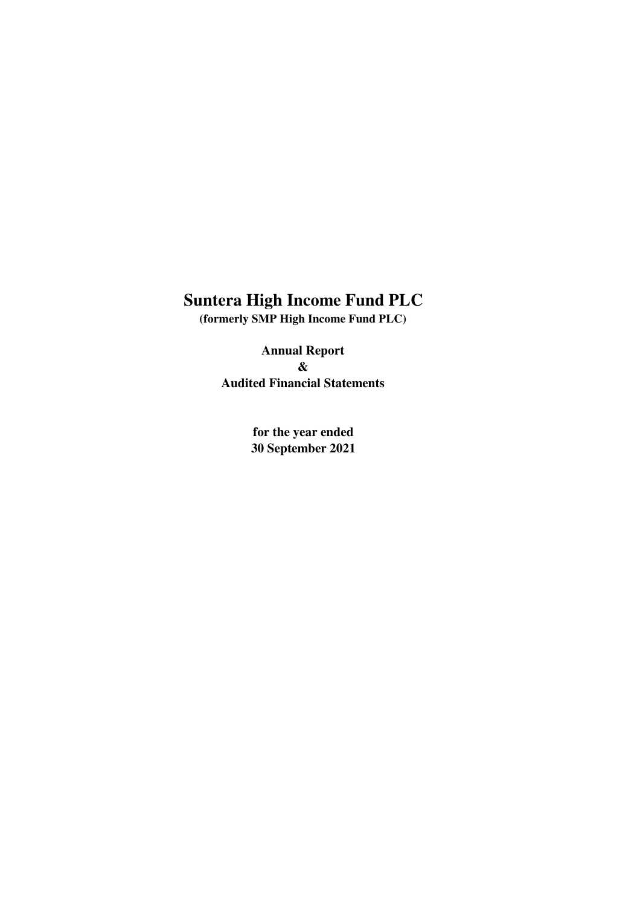# Suntera High Income Fund PLC

**(formerly SMP High Income Fund PLC)**

**Annual Report**

**&**

**Audited Financial Statements**

**for the year ended**

**30 September 2021**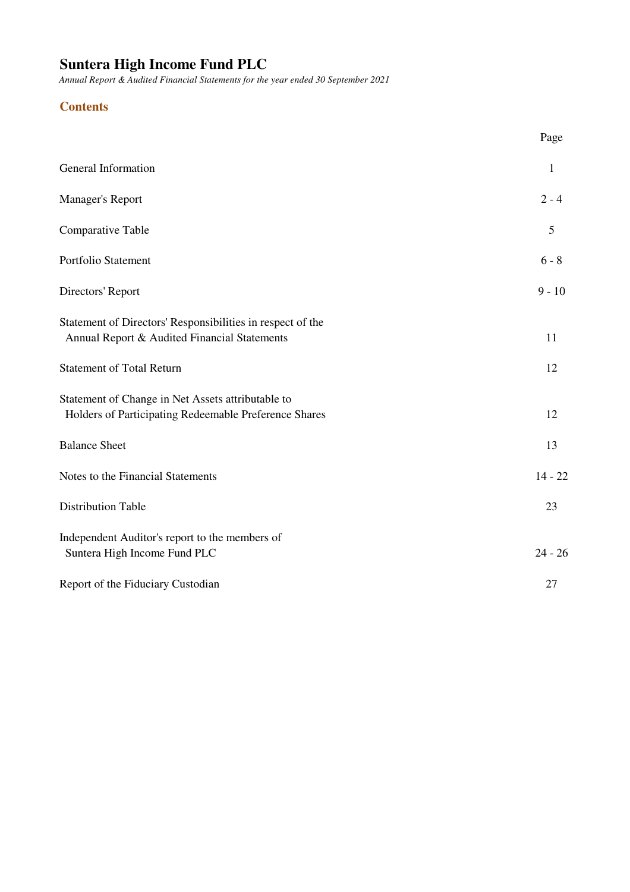# Suntera High Income Fund PLC

*Annual Report & Audited Financial Statements for the year ended 30 September 2021*

## Contents

| | Page |
|---|---|
| General Information | 1 |
| Manager's Report | 2 - 4 |
| Comparative Table | 5 |
| Portfolio Statement | 6 - 8 |
| Directors' Report | 9 - 10 |
| Statement of Directors' Responsibilities in respect of the Annual Report & Audited Financial Statements | 11 |
| Statement of Total Return | 12 |
| Statement of Change in Net Assets attributable to Holders of Participating Redeemable Preference Shares | 12 |
| Balance Sheet | 13 |
| Notes to the Financial Statements | 14 - 22 |
| Distribution Table | 23 |
| Independent Auditor's report to the members of Suntera High Income Fund PLC | 24 - 26 |
| Report of the Fiduciary Custodian | 27 |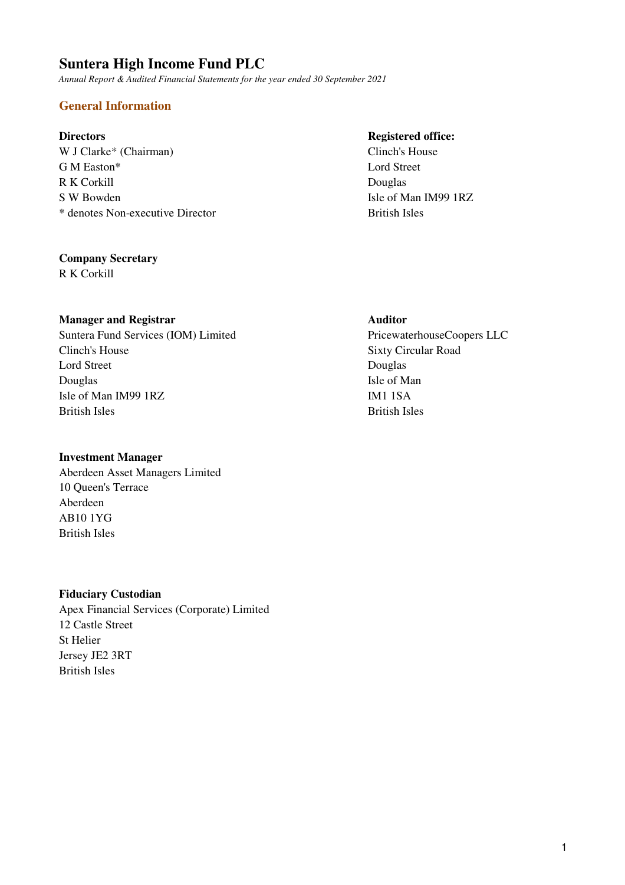# Suntera High Income Fund PLC

*Annual Report & Audited Financial Statements for the year ended 30 September 2021*

## General Information

**Directors**
W J Clarke* (Chairman)
G M Easton*
R K Corkill
S W Bowden
* denotes Non-executive Director

**Registered office:**
Clinch's House
Lord Street
Douglas
Isle of Man IM99 1RZ
British Isles

**Company Secretary**
R K Corkill

**Manager and Registrar**
Suntera Fund Services (IOM) Limited
Clinch's House
Lord Street
Douglas
Isle of Man IM99 1RZ
British Isles

**Auditor**
PricewaterhouseCoopers LLC
Sixty Circular Road
Douglas
Isle of Man
IM1 1SA
British Isles

**Investment Manager**
Aberdeen Asset Managers Limited
10 Queen's Terrace
Aberdeen
AB10 1YG
British Isles

**Fiduciary Custodian**
Apex Financial Services (Corporate) Limited
12 Castle Street
St Helier
Jersey JE2 3RT
British Isles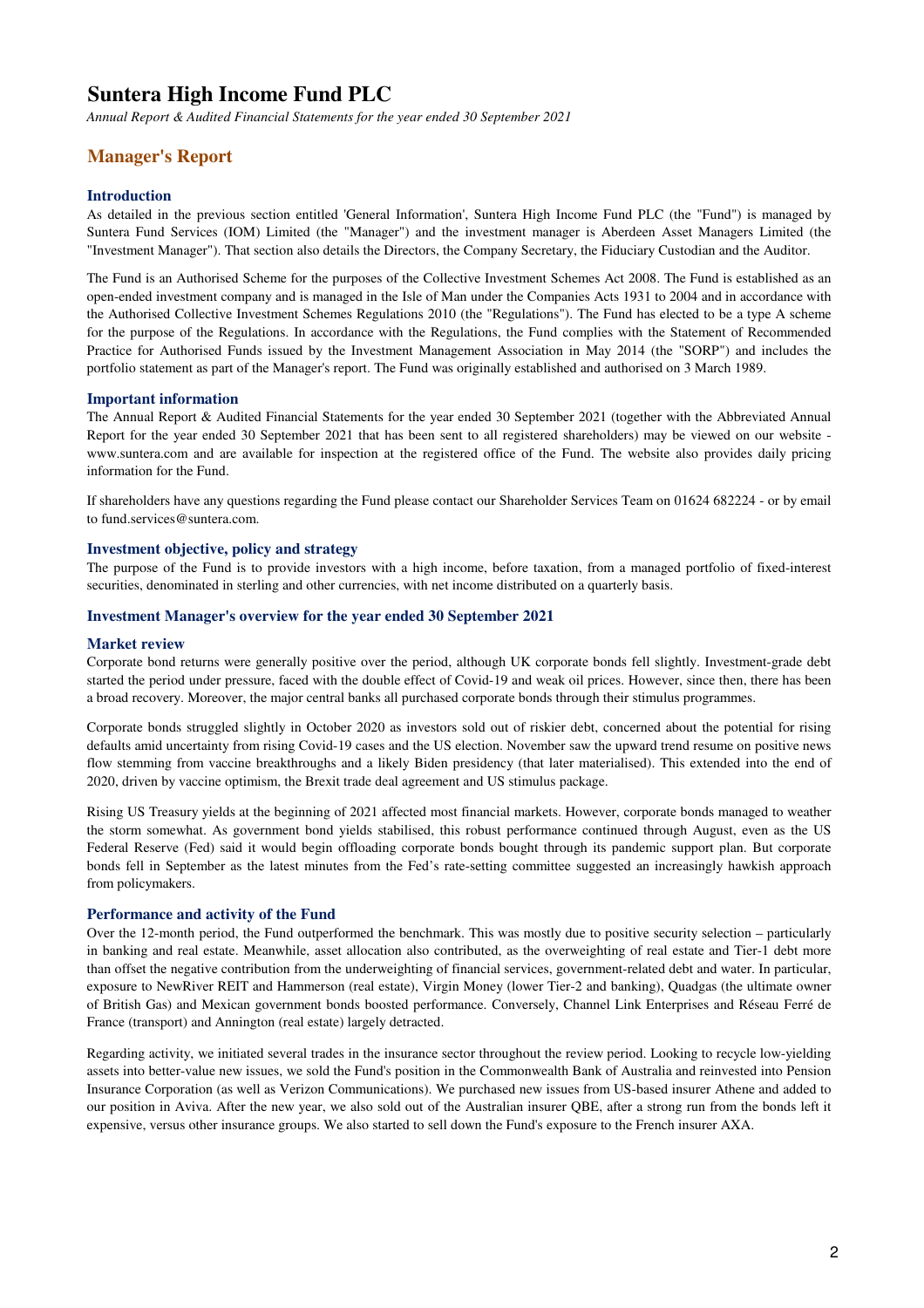# Suntera High Income Fund PLC

*Annual Report & Audited Financial Statements for the year ended 30 September 2021*

## Manager's Report

### Introduction

As detailed in the previous section entitled 'General Information', Suntera High Income Fund PLC (the "Fund") is managed by Suntera Fund Services (IOM) Limited (the "Manager") and the investment manager is Aberdeen Asset Managers Limited (the "Investment Manager"). That section also details the Directors, the Company Secretary, the Fiduciary Custodian and the Auditor.

The Fund is an Authorised Scheme for the purposes of the Collective Investment Schemes Act 2008. The Fund is established as an open-ended investment company and is managed in the Isle of Man under the Companies Acts 1931 to 2004 and in accordance with the Authorised Collective Investment Schemes Regulations 2010 (the "Regulations"). The Fund has elected to be a type A scheme for the purpose of the Regulations. In accordance with the Regulations, the Fund complies with the Statement of Recommended Practice for Authorised Funds issued by the Investment Management Association in May 2014 (the "SORP") and includes the portfolio statement as part of the Manager's report. The Fund was originally established and authorised on 3 March 1989.

### Important information

The Annual Report & Audited Financial Statements for the year ended 30 September 2021 (together with the Abbreviated Annual Report for the year ended 30 September 2021 that has been sent to all registered shareholders) may be viewed on our website - www.suntera.com and are available for inspection at the registered office of the Fund. The website also provides daily pricing information for the Fund.

If shareholders have any questions regarding the Fund please contact our Shareholder Services Team on 01624 682224 - or by email to fund.services@suntera.com.

### Investment objective, policy and strategy

The purpose of the Fund is to provide investors with a high income, before taxation, from a managed portfolio of fixed-interest securities, denominated in sterling and other currencies, with net income distributed on a quarterly basis.

### Investment Manager's overview for the year ended 30 September 2021

### Market review

Corporate bond returns were generally positive over the period, although UK corporate bonds fell slightly. Investment-grade debt started the period under pressure, faced with the double effect of Covid-19 and weak oil prices. However, since then, there has been a broad recovery. Moreover, the major central banks all purchased corporate bonds through their stimulus programmes.

Corporate bonds struggled slightly in October 2020 as investors sold out of riskier debt, concerned about the potential for rising defaults amid uncertainty from rising Covid-19 cases and the US election. November saw the upward trend resume on positive news flow stemming from vaccine breakthroughs and a likely Biden presidency (that later materialised). This extended into the end of 2020, driven by vaccine optimism, the Brexit trade deal agreement and US stimulus package.

Rising US Treasury yields at the beginning of 2021 affected most financial markets. However, corporate bonds managed to weather the storm somewhat. As government bond yields stabilised, this robust performance continued through August, even as the US Federal Reserve (Fed) said it would begin offloading corporate bonds bought through its pandemic support plan. But corporate bonds fell in September as the latest minutes from the Fed's rate-setting committee suggested an increasingly hawkish approach from policymakers.

### Performance and activity of the Fund

Over the 12-month period, the Fund outperformed the benchmark. This was mostly due to positive security selection – particularly in banking and real estate. Meanwhile, asset allocation also contributed, as the overweighting of real estate and Tier-1 debt more than offset the negative contribution from the underweighting of financial services, government-related debt and water. In particular, exposure to NewRiver REIT and Hammerson (real estate), Virgin Money (lower Tier-2 and banking), Quadgas (the ultimate owner of British Gas) and Mexican government bonds boosted performance. Conversely, Channel Link Enterprises and Réseau Ferré de France (transport) and Annington (real estate) largely detracted.

Regarding activity, we initiated several trades in the insurance sector throughout the review period. Looking to recycle low-yielding assets into better-value new issues, we sold the Fund's position in the Commonwealth Bank of Australia and reinvested into Pension Insurance Corporation (as well as Verizon Communications). We purchased new issues from US-based insurer Athene and added to our position in Aviva. After the new year, we also sold out of the Australian insurer QBE, after a strong run from the bonds left it expensive, versus other insurance groups. We also started to sell down the Fund's exposure to the French insurer AXA.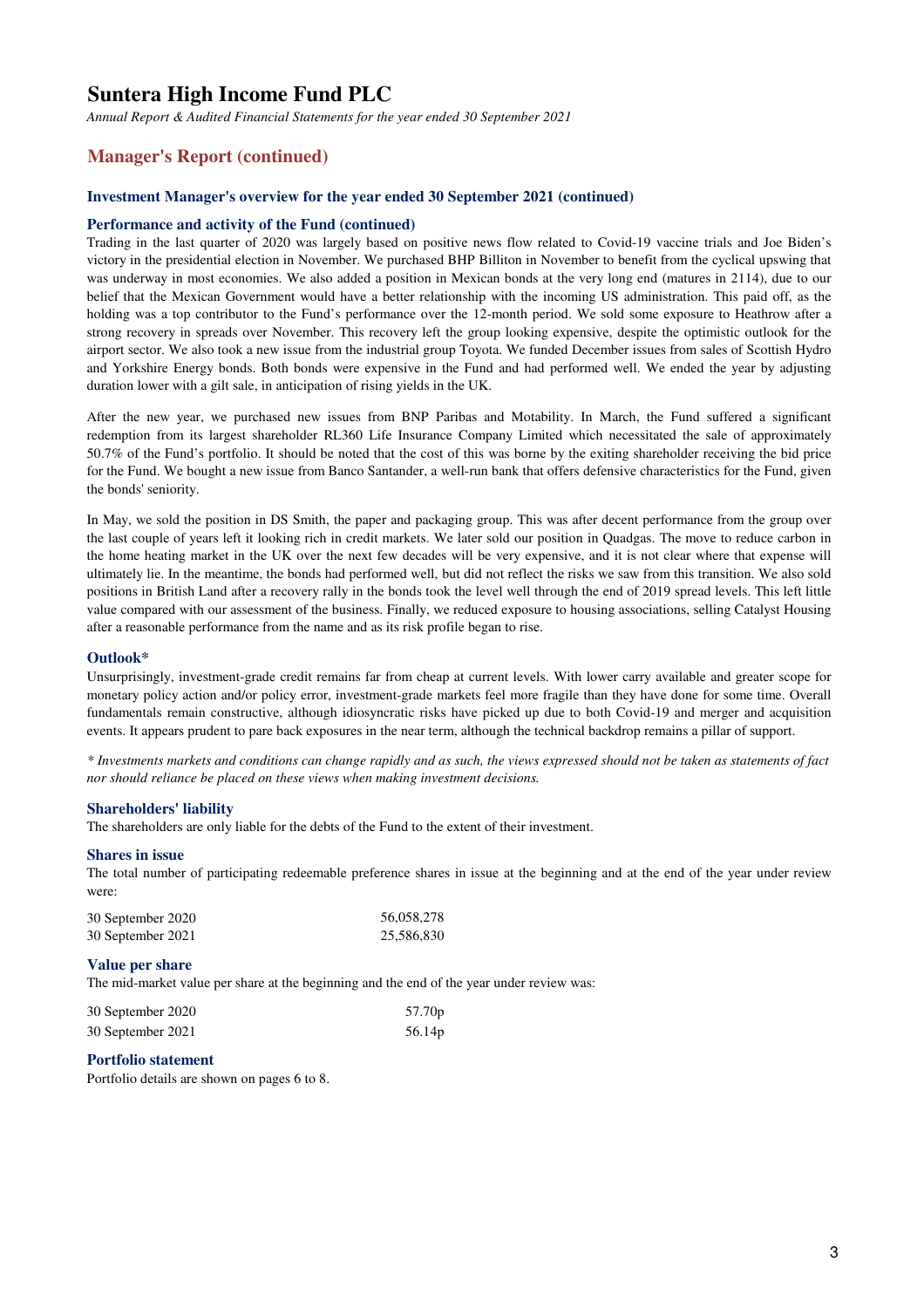# Suntera High Income Fund PLC

*Annual Report & Audited Financial Statements for the year ended 30 September 2021*

## Manager's Report (continued)

### Investment Manager's overview for the year ended 30 September 2021 (continued)

#### Performance and activity of the Fund (continued)

Trading in the last quarter of 2020 was largely based on positive news flow related to Covid-19 vaccine trials and Joe Biden's victory in the presidential election in November. We purchased BHP Billiton in November to benefit from the cyclical upswing that was underway in most economies. We also added a position in Mexican bonds at the very long end (matures in 2114), due to our belief that the Mexican Government would have a better relationship with the incoming US administration. This paid off, as the holding was a top contributor to the Fund's performance over the 12-month period. We sold some exposure to Heathrow after a strong recovery in spreads over November. This recovery left the group looking expensive, despite the optimistic outlook for the airport sector. We also took a new issue from the industrial group Toyota. We funded December issues from sales of Scottish Hydro and Yorkshire Energy bonds. Both bonds were expensive in the Fund and had performed well. We ended the year by adjusting duration lower with a gilt sale, in anticipation of rising yields in the UK.

After the new year, we purchased new issues from BNP Paribas and Motability. In March, the Fund suffered a significant redemption from its largest shareholder RL360 Life Insurance Company Limited which necessitated the sale of approximately 50.7% of the Fund's portfolio. It should be noted that the cost of this was borne by the exiting shareholder receiving the bid price for the Fund. We bought a new issue from Banco Santander, a well-run bank that offers defensive characteristics for the Fund, given the bonds' seniority.

In May, we sold the position in DS Smith, the paper and packaging group. This was after decent performance from the group over the last couple of years left it looking rich in credit markets. We later sold our position in Quadgas. The move to reduce carbon in the home heating market in the UK over the next few decades will be very expensive, and it is not clear where that expense will ultimately lie. In the meantime, the bonds had performed well, but did not reflect the risks we saw from this transition. We also sold positions in British Land after a recovery rally in the bonds took the level well through the end of 2019 spread levels. This left little value compared with our assessment of the business. Finally, we reduced exposure to housing associations, selling Catalyst Housing after a reasonable performance from the name and as its risk profile began to rise.

#### Outlook*

Unsurprisingly, investment-grade credit remains far from cheap at current levels. With lower carry available and greater scope for monetary policy action and/or policy error, investment-grade markets feel more fragile than they have done for some time. Overall fundamentals remain constructive, although idiosyncratic risks have picked up due to both Covid-19 and merger and acquisition events. It appears prudent to pare back exposures in the near term, although the technical backdrop remains a pillar of support.

*\* Investments markets and conditions can change rapidly and as such, the views expressed should not be taken as statements of fact nor should reliance be placed on these views when making investment decisions.*

#### Shareholders' liability

The shareholders are only liable for the debts of the Fund to the extent of their investment.

#### Shares in issue

The total number of participating redeemable preference shares in issue at the beginning and at the end of the year under review were:

| | |
|---|---|
| 30 September 2020 | 56,058,278 |
| 30 September 2021 | 25,586,830 |

#### Value per share

The mid-market value per share at the beginning and the end of the year under review was:

| | |
|---|---|
| 30 September 2020 | 57.70p |
| 30 September 2021 | 56.14p |

#### Portfolio statement

Portfolio details are shown on pages 6 to 8.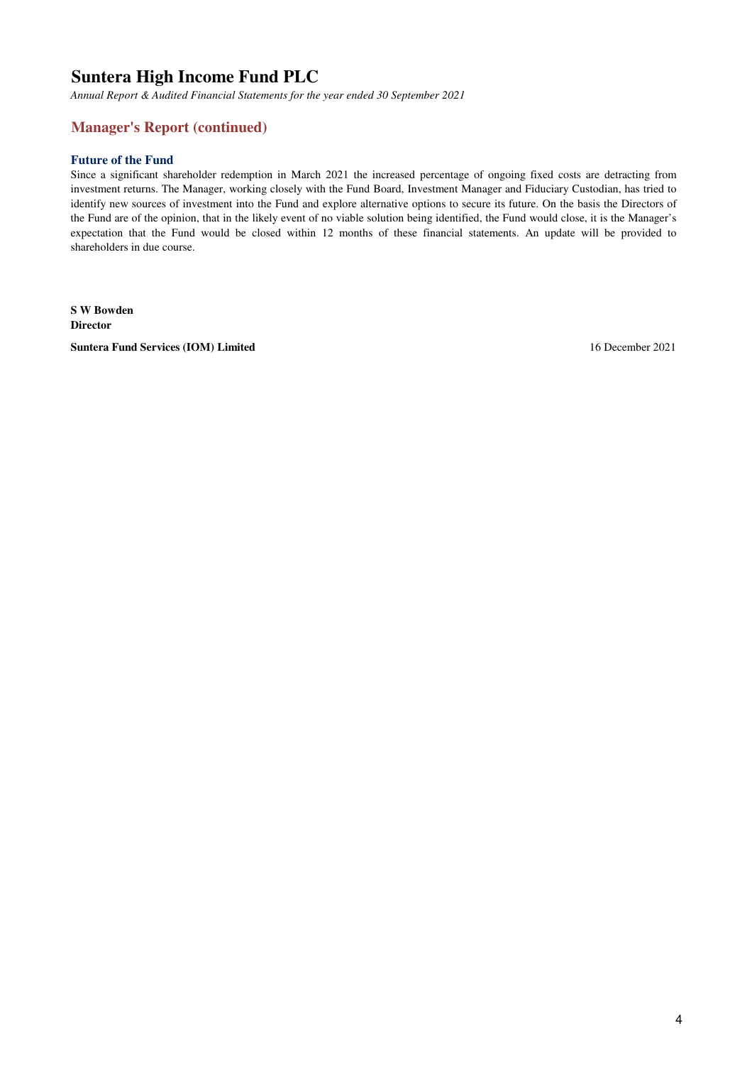## Manager's Report (continued)

### Future of the Fund

Since a significant shareholder redemption in March 2021 the increased percentage of ongoing fixed costs are detracting from investment returns. The Manager, working closely with the Fund Board, Investment Manager and Fiduciary Custodian, has tried to identify new sources of investment into the Fund and explore alternative options to secure its future. On the basis the Directors of the Fund are of the opinion, that in the likely event of no viable solution being identified, the Fund would close, it is the Manager's expectation that the Fund would be closed within 12 months of these financial statements. An update will be provided to shareholders in due course.

**S W Bowden**
**Director**

**Suntera Fund Services (IOM) Limited**

16 December 2021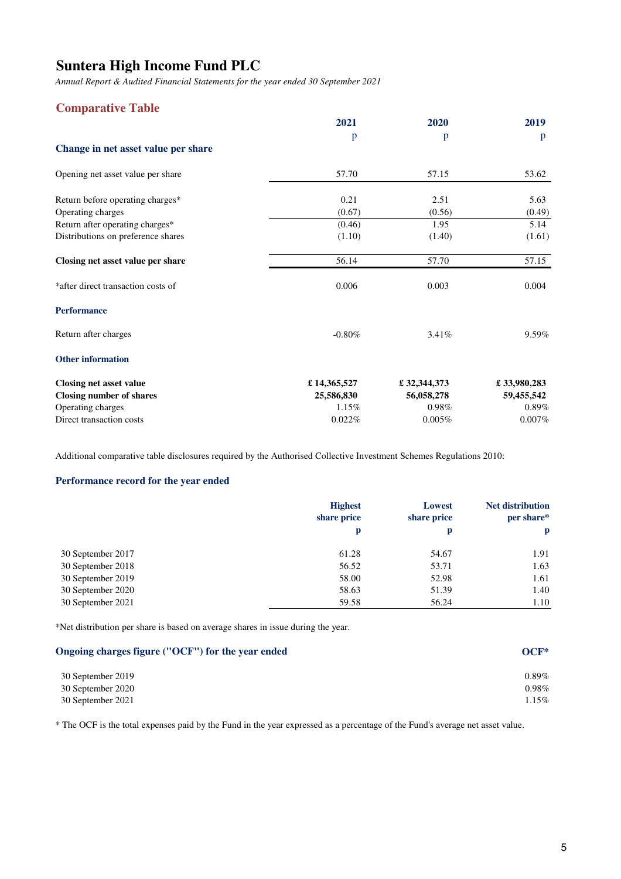# Suntera High Income Fund PLC

*Annual Report & Audited Financial Statements for the year ended 30 September 2021*

## Comparative Table

| | 2021 | 2020 | 2019 |
|---|---|---|---|
| | p | p | p |
| **Change in net asset value per share** | | | |
| Opening net asset value per share | 57.70 | 57.15 | 53.62 |
| Return before operating charges* | 0.21 | 2.51 | 5.63 |
| Operating charges | (0.67) | (0.56) | (0.49) |
| Return after operating charges* | (0.46) | 1.95 | 5.14 |
| Distributions on preference shares | (1.10) | (1.40) | (1.61) |
| **Closing net asset value per share** | 56.14 | 57.70 | 57.15 |
| *after direct transaction costs of | 0.006 | 0.003 | 0.004 |
| **Performance** | | | |
| Return after charges | -0.80% | 3.41% | 9.59% |
| **Other information** | | | |
| **Closing net asset value** | **£ 14,365,527** | **£ 32,344,373** | **£ 33,980,283** |
| **Closing number of shares** | **25,586,830** | **56,058,278** | **59,455,542** |
| Operating charges | 1.15% | 0.98% | 0.89% |
| Direct transaction costs | 0.022% | 0.005% | 0.007% |

Additional comparative table disclosures required by the Authorised Collective Investment Schemes Regulations 2010:

### Performance record for the year ended

| | Highest share price | Lowest share price | Net distribution per share* |
|---|---|---|---|
| | p | p | p |
| 30 September 2017 | 61.28 | 54.67 | 1.91 |
| 30 September 2018 | 56.52 | 53.71 | 1.63 |
| 30 September 2019 | 58.00 | 52.98 | 1.61 |
| 30 September 2020 | 58.63 | 51.39 | 1.40 |
| 30 September 2021 | 59.58 | 56.24 | 1.10 |

*Net distribution per share is based on average shares in issue during the year.

### Ongoing charges figure ("OCF") for the year ended

| | OCF* |
|---|---|
| 30 September 2019 | 0.89% |
| 30 September 2020 | 0.98% |
| 30 September 2021 | 1.15% |

* The OCF is the total expenses paid by the Fund in the year expressed as a percentage of the Fund's average net asset value.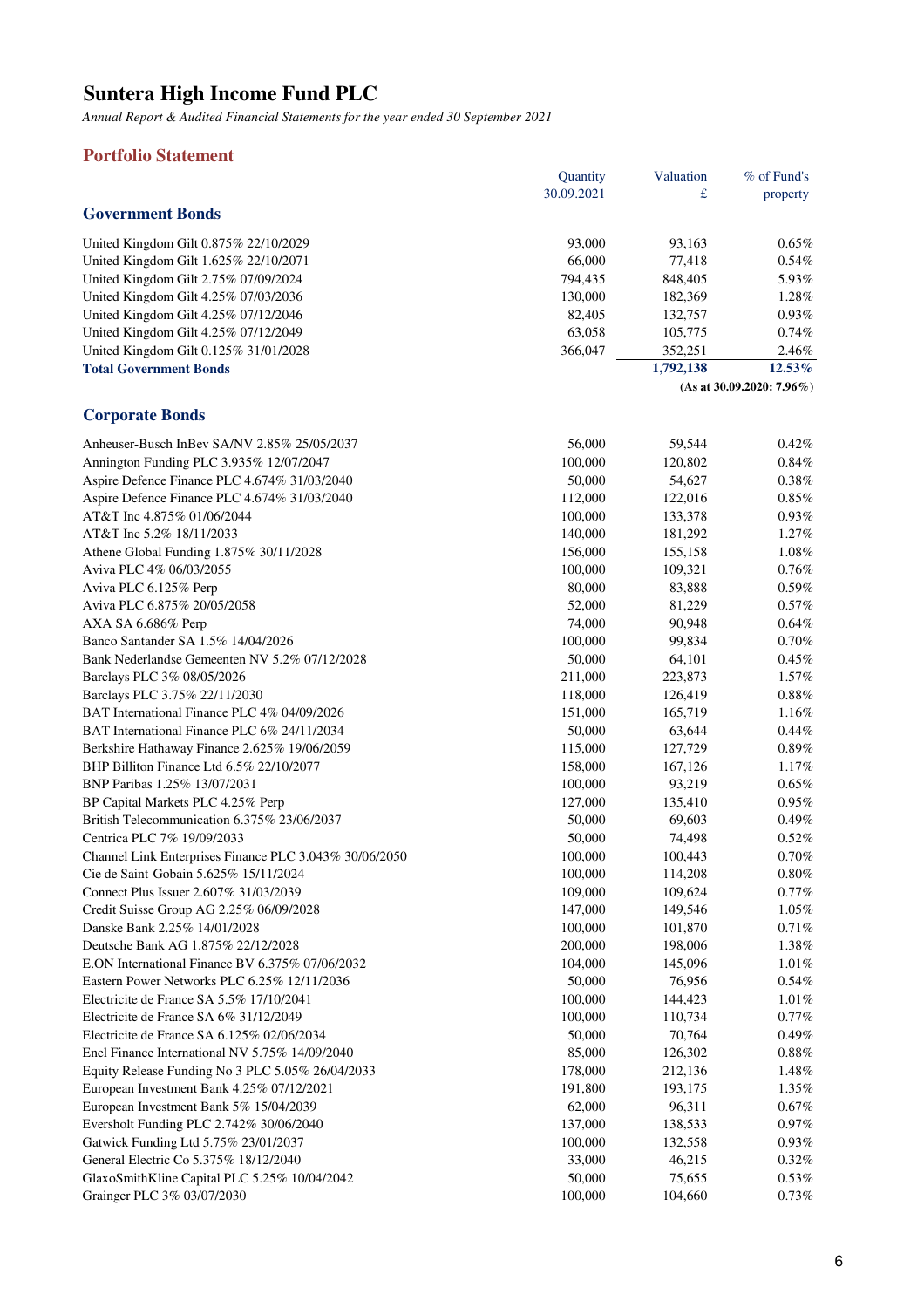# Suntera High Income Fund PLC

*Annual Report & Audited Financial Statements for the year ended 30 September 2021*

## Portfolio Statement

| | Quantity 30.09.2021 | Valuation £ | % of Fund's property |
|---|---|---|---|
| **Government Bonds** | | | |
| United Kingdom Gilt 0.875% 22/10/2029 | 93,000 | 93,163 | 0.65% |
| United Kingdom Gilt 1.625% 22/10/2071 | 66,000 | 77,418 | 0.54% |
| United Kingdom Gilt 2.75% 07/09/2024 | 794,435 | 848,405 | 5.93% |
| United Kingdom Gilt 4.25% 07/03/2036 | 130,000 | 182,369 | 1.28% |
| United Kingdom Gilt 4.25% 07/12/2046 | 82,405 | 132,757 | 0.93% |
| United Kingdom Gilt 4.25% 07/12/2049 | 63,058 | 105,775 | 0.74% |
| United Kingdom Gilt 0.125% 31/01/2028 | 366,047 | 352,251 | 2.46% |
| **Total Government Bonds** | | **1,792,138** | **12.53%** |
| | | | **(As at 30.09.2020: 7.96%)** |
| **Corporate Bonds** | | | |
| Anheuser-Busch InBev SA/NV 2.85% 25/05/2037 | 56,000 | 59,544 | 0.42% |
| Annington Funding PLC 3.935% 12/07/2047 | 100,000 | 120,802 | 0.84% |
| Aspire Defence Finance PLC 4.674% 31/03/2040 | 50,000 | 54,627 | 0.38% |
| Aspire Defence Finance PLC 4.674% 31/03/2040 | 112,000 | 122,016 | 0.85% |
| AT&T Inc 4.875% 01/06/2044 | 100,000 | 133,378 | 0.93% |
| AT&T Inc 5.2% 18/11/2033 | 140,000 | 181,292 | 1.27% |
| Athene Global Funding 1.875% 30/11/2028 | 156,000 | 155,158 | 1.08% |
| Aviva PLC 4% 06/03/2055 | 100,000 | 109,321 | 0.76% |
| Aviva PLC 6.125% Perp | 80,000 | 83,888 | 0.59% |
| Aviva PLC 6.875% 20/05/2058 | 52,000 | 81,229 | 0.57% |
| AXA SA 6.686% Perp | 74,000 | 90,948 | 0.64% |
| Banco Santander SA 1.5% 14/04/2026 | 100,000 | 99,834 | 0.70% |
| Bank Nederlandse Gemeenten NV 5.2% 07/12/2028 | 50,000 | 64,101 | 0.45% |
| Barclays PLC 3% 08/05/2026 | 211,000 | 223,873 | 1.57% |
| Barclays PLC 3.75% 22/11/2030 | 118,000 | 126,419 | 0.88% |
| BAT International Finance PLC 4% 04/09/2026 | 151,000 | 165,719 | 1.16% |
| BAT International Finance PLC 6% 24/11/2034 | 50,000 | 63,644 | 0.44% |
| Berkshire Hathaway Finance 2.625% 19/06/2059 | 115,000 | 127,729 | 0.89% |
| BHP Billiton Finance Ltd 6.5% 22/10/2077 | 158,000 | 167,126 | 1.17% |
| BNP Paribas 1.25% 13/07/2031 | 100,000 | 93,219 | 0.65% |
| BP Capital Markets PLC 4.25% Perp | 127,000 | 135,410 | 0.95% |
| British Telecommunication 6.375% 23/06/2037 | 50,000 | 69,603 | 0.49% |
| Centrica PLC 7% 19/09/2033 | 50,000 | 74,498 | 0.52% |
| Channel Link Enterprises Finance PLC 3.043% 30/06/2050 | 100,000 | 100,443 | 0.70% |
| Cie de Saint-Gobain 5.625% 15/11/2024 | 100,000 | 114,208 | 0.80% |
| Connect Plus Issuer 2.607% 31/03/2039 | 109,000 | 109,624 | 0.77% |
| Credit Suisse Group AG 2.25% 06/09/2028 | 147,000 | 149,546 | 1.05% |
| Danske Bank 2.25% 14/01/2028 | 100,000 | 101,870 | 0.71% |
| Deutsche Bank AG 1.875% 22/12/2028 | 200,000 | 198,006 | 1.38% |
| E.ON International Finance BV 6.375% 07/06/2032 | 104,000 | 145,096 | 1.01% |
| Eastern Power Networks PLC 6.25% 12/11/2036 | 50,000 | 76,956 | 0.54% |
| Electricite de France SA 5.5% 17/10/2041 | 100,000 | 144,423 | 1.01% |
| Electricite de France SA 6% 31/12/2049 | 100,000 | 110,734 | 0.77% |
| Electricite de France SA 6.125% 02/06/2034 | 50,000 | 70,764 | 0.49% |
| Enel Finance International NV 5.75% 14/09/2040 | 85,000 | 126,302 | 0.88% |
| Equity Release Funding No 3 PLC 5.05% 26/04/2033 | 178,000 | 212,136 | 1.48% |
| European Investment Bank 4.25% 07/12/2021 | 191,800 | 193,175 | 1.35% |
| European Investment Bank 5% 15/04/2039 | 62,000 | 96,311 | 0.67% |
| Eversholt Funding PLC 2.742% 30/06/2040 | 137,000 | 138,533 | 0.97% |
| Gatwick Funding Ltd 5.75% 23/01/2037 | 100,000 | 132,558 | 0.93% |
| General Electric Co 5.375% 18/12/2040 | 33,000 | 46,215 | 0.32% |
| GlaxoSmithKline Capital PLC 5.25% 10/04/2042 | 50,000 | 75,655 | 0.53% |
| Grainger PLC 3% 03/07/2030 | 100,000 | 104,660 | 0.73% |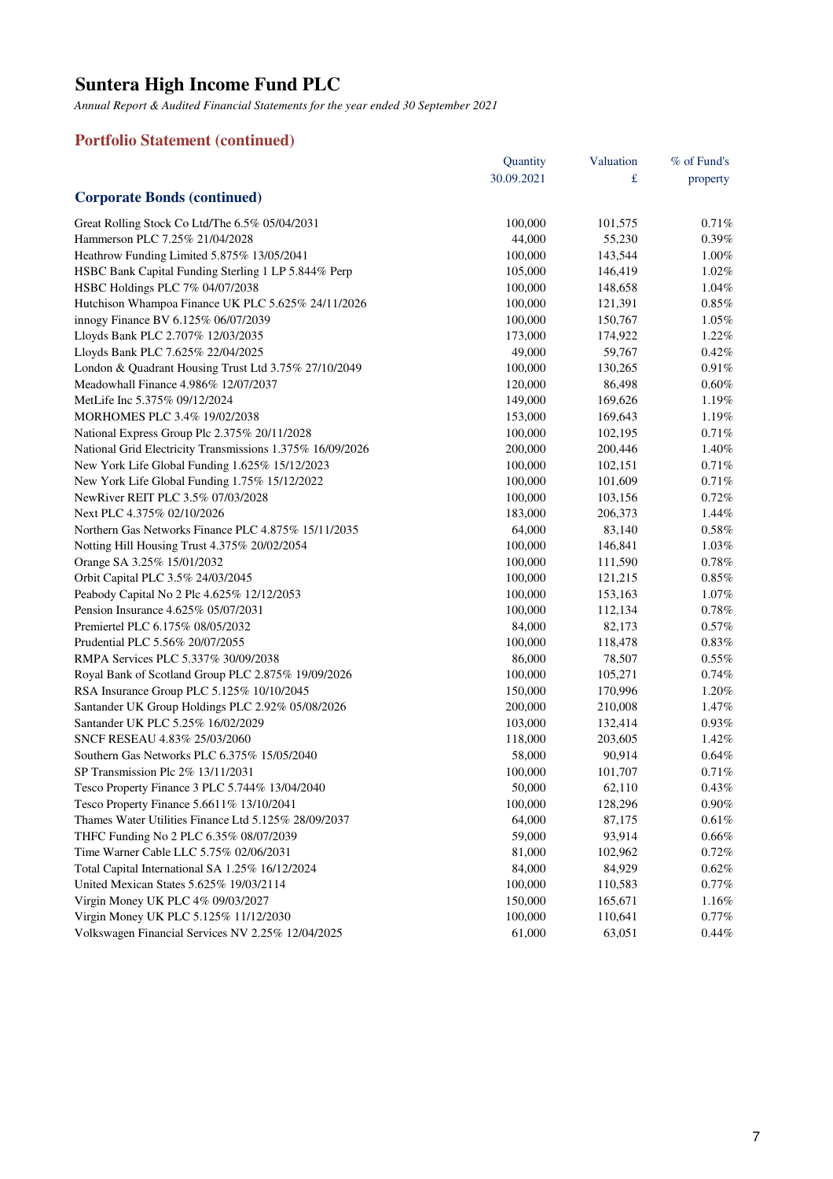# Suntera High Income Fund PLC

*Annual Report & Audited Financial Statements for the year ended 30 September 2021*

## Portfolio Statement (continued)

| | Quantity 30.09.2021 | Valuation £ | % of Fund's property |
|---|---|---|---|
| **Corporate Bonds (continued)** | | | |
| Great Rolling Stock Co Ltd/The 6.5% 05/04/2031 | 100,000 | 101,575 | 0.71% |
| Hammerson PLC 7.25% 21/04/2028 | 44,000 | 55,230 | 0.39% |
| Heathrow Funding Limited 5.875% 13/05/2041 | 100,000 | 143,544 | 1.00% |
| HSBC Bank Capital Funding Sterling 1 LP 5.844% Perp | 105,000 | 146,419 | 1.02% |
| HSBC Holdings PLC 7% 04/07/2038 | 100,000 | 148,658 | 1.04% |
| Hutchison Whampoa Finance UK PLC 5.625% 24/11/2026 | 100,000 | 121,391 | 0.85% |
| innogy Finance BV 6.125% 06/07/2039 | 100,000 | 150,767 | 1.05% |
| Lloyds Bank PLC 2.707% 12/03/2035 | 173,000 | 174,922 | 1.22% |
| Lloyds Bank PLC 7.625% 22/04/2025 | 49,000 | 59,767 | 0.42% |
| London & Quadrant Housing Trust Ltd 3.75% 27/10/2049 | 100,000 | 130,265 | 0.91% |
| Meadowhall Finance 4.986% 12/07/2037 | 120,000 | 86,498 | 0.60% |
| MetLife Inc 5.375% 09/12/2024 | 149,000 | 169,626 | 1.19% |
| MORHOMES PLC 3.4% 19/02/2038 | 153,000 | 169,643 | 1.19% |
| National Express Group Plc 2.375% 20/11/2028 | 100,000 | 102,195 | 0.71% |
| National Grid Electricity Transmissions 1.375% 16/09/2026 | 200,000 | 200,446 | 1.40% |
| New York Life Global Funding 1.625% 15/12/2023 | 100,000 | 102,151 | 0.71% |
| New York Life Global Funding 1.75% 15/12/2022 | 100,000 | 101,609 | 0.71% |
| NewRiver REIT PLC 3.5% 07/03/2028 | 100,000 | 103,156 | 0.72% |
| Next PLC 4.375% 02/10/2026 | 183,000 | 206,373 | 1.44% |
| Northern Gas Networks Finance PLC 4.875% 15/11/2035 | 64,000 | 83,140 | 0.58% |
| Notting Hill Housing Trust 4.375% 20/02/2054 | 100,000 | 146,841 | 1.03% |
| Orange SA 3.25% 15/01/2032 | 100,000 | 111,590 | 0.78% |
| Orbit Capital PLC 3.5% 24/03/2045 | 100,000 | 121,215 | 0.85% |
| Peabody Capital No 2 Plc 4.625% 12/12/2053 | 100,000 | 153,163 | 1.07% |
| Pension Insurance 4.625% 05/07/2031 | 100,000 | 112,134 | 0.78% |
| Premiertel PLC 6.175% 08/05/2032 | 84,000 | 82,173 | 0.57% |
| Prudential PLC 5.56% 20/07/2055 | 100,000 | 118,478 | 0.83% |
| RMPA Services PLC 5.337% 30/09/2038 | 86,000 | 78,507 | 0.55% |
| Royal Bank of Scotland Group PLC 2.875% 19/09/2026 | 100,000 | 105,271 | 0.74% |
| RSA Insurance Group PLC 5.125% 10/10/2045 | 150,000 | 170,996 | 1.20% |
| Santander UK Group Holdings PLC 2.92% 05/08/2026 | 200,000 | 210,008 | 1.47% |
| Santander UK PLC 5.25% 16/02/2029 | 103,000 | 132,414 | 0.93% |
| SNCF RESEAU 4.83% 25/03/2060 | 118,000 | 203,605 | 1.42% |
| Southern Gas Networks PLC 6.375% 15/05/2040 | 58,000 | 90,914 | 0.64% |
| SP Transmission Plc 2% 13/11/2031 | 100,000 | 101,707 | 0.71% |
| Tesco Property Finance 3 PLC 5.744% 13/04/2040 | 50,000 | 62,110 | 0.43% |
| Tesco Property Finance 5.6611% 13/10/2041 | 100,000 | 128,296 | 0.90% |
| Thames Water Utilities Finance Ltd 5.125% 28/09/2037 | 64,000 | 87,175 | 0.61% |
| THFC Funding No 2 PLC 6.35% 08/07/2039 | 59,000 | 93,914 | 0.66% |
| Time Warner Cable LLC 5.75% 02/06/2031 | 81,000 | 102,962 | 0.72% |
| Total Capital International SA 1.25% 16/12/2024 | 84,000 | 84,929 | 0.62% |
| United Mexican States 5.625% 19/03/2114 | 100,000 | 110,583 | 0.77% |
| Virgin Money UK PLC 4% 09/03/2027 | 150,000 | 165,671 | 1.16% |
| Virgin Money UK PLC 5.125% 11/12/2030 | 100,000 | 110,641 | 0.77% |
| Volkswagen Financial Services NV 2.25% 12/04/2025 | 61,000 | 63,051 | 0.44% |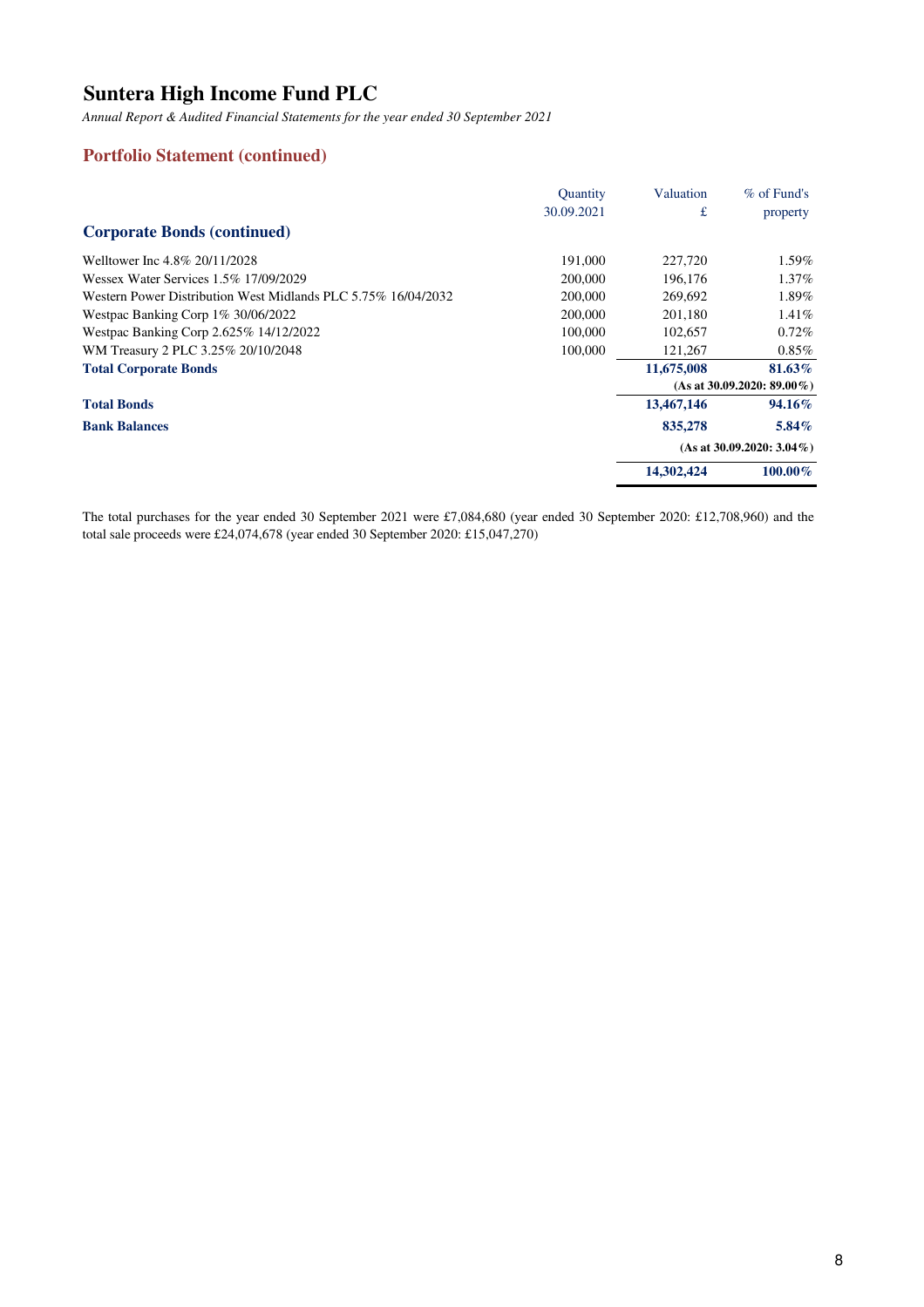# Suntera High Income Fund PLC

*Annual Report & Audited Financial Statements for the year ended 30 September 2021*

## Portfolio Statement (continued)

| | Quantity 30.09.2021 | Valuation £ | % of Fund's property |
|---|---|---|---|
| **Corporate Bonds (continued)** | | | |
| Welltower Inc 4.8% 20/11/2028 | 191,000 | 227,720 | 1.59% |
| Wessex Water Services 1.5% 17/09/2029 | 200,000 | 196,176 | 1.37% |
| Western Power Distribution West Midlands PLC 5.75% 16/04/2032 | 200,000 | 269,692 | 1.89% |
| Westpac Banking Corp 1% 30/06/2022 | 200,000 | 201,180 | 1.41% |
| Westpac Banking Corp 2.625% 14/12/2022 | 100,000 | 102,657 | 0.72% |
| WM Treasury 2 PLC 3.25% 20/10/2048 | 100,000 | 121,267 | 0.85% |
| **Total Corporate Bonds** | | **11,675,008** | **81.63%** |
| | | | **(As at 30.09.2020: 89.00%)** |
| **Total Bonds** | | **13,467,146** | **94.16%** |
| **Bank Balances** | | **835,278** | **5.84%** |
| | | | **(As at 30.09.2020: 3.04%)** |
| | | **14,302,424** | **100.00%** |

The total purchases for the year ended 30 September 2021 were £7,084,680 (year ended 30 September 2020: £12,708,960) and the total sale proceeds were £24,074,678 (year ended 30 September 2020: £15,047,270)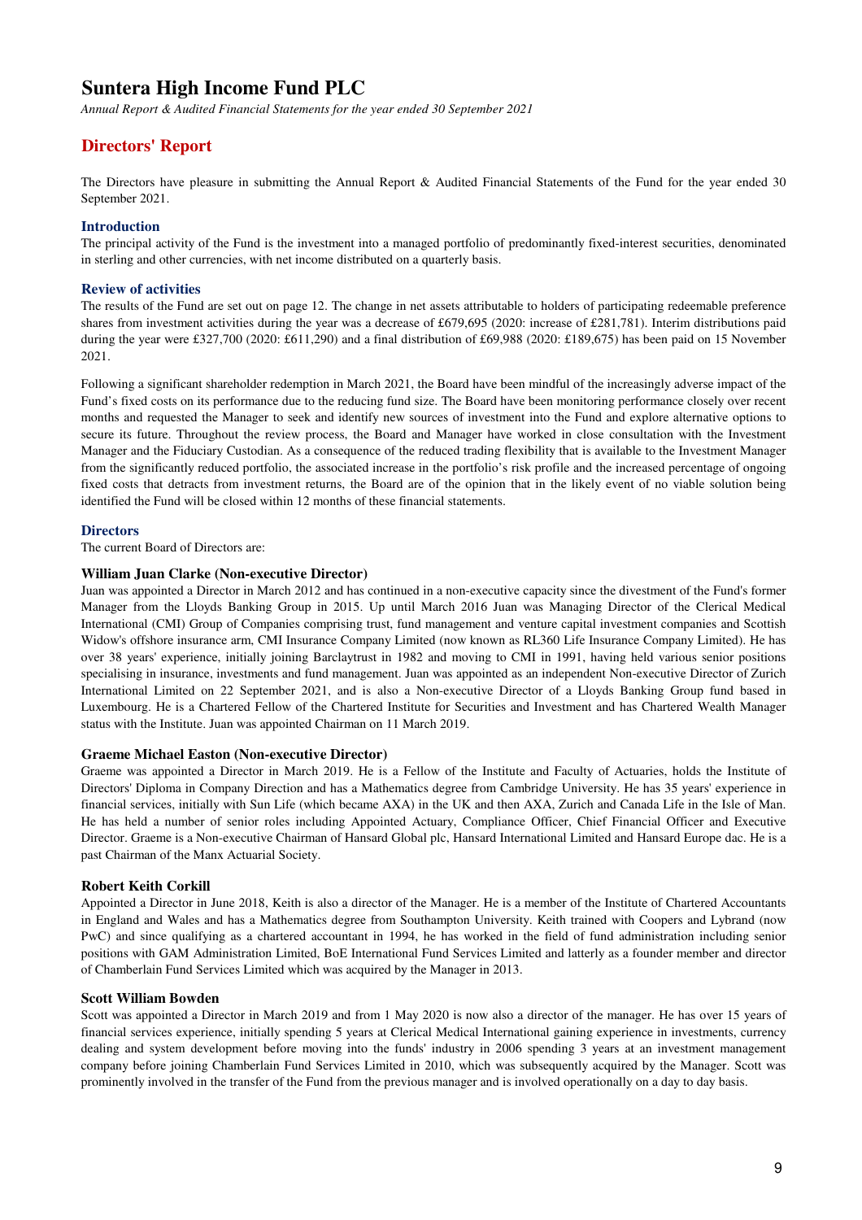# Directors' Report

The Directors have pleasure in submitting the Annual Report & Audited Financial Statements of the Fund for the year ended 30 September 2021.

## Introduction

The principal activity of the Fund is the investment into a managed portfolio of predominantly fixed-interest securities, denominated in sterling and other currencies, with net income distributed on a quarterly basis.

## Review of activities

The results of the Fund are set out on page 12. The change in net assets attributable to holders of participating redeemable preference shares from investment activities during the year was a decrease of £679,695 (2020: increase of £281,781). Interim distributions paid during the year were £327,700 (2020: £611,290) and a final distribution of £69,988 (2020: £189,675) has been paid on 15 November 2021.

Following a significant shareholder redemption in March 2021, the Board have been mindful of the increasingly adverse impact of the Fund's fixed costs on its performance due to the reducing fund size. The Board have been monitoring performance closely over recent months and requested the Manager to seek and identify new sources of investment into the Fund and explore alternative options to secure its future. Throughout the review process, the Board and Manager have worked in close consultation with the Investment Manager and the Fiduciary Custodian. As a consequence of the reduced trading flexibility that is available to the Investment Manager from the significantly reduced portfolio, the associated increase in the portfolio's risk profile and the increased percentage of ongoing fixed costs that detracts from investment returns, the Board are of the opinion that in the likely event of no viable solution being identified the Fund will be closed within 12 months of these financial statements.

## Directors

The current Board of Directors are:

### William Juan Clarke (Non-executive Director)

Juan was appointed a Director in March 2012 and has continued in a non-executive capacity since the divestment of the Fund's former Manager from the Lloyds Banking Group in 2015. Up until March 2016 Juan was Managing Director of the Clerical Medical International (CMI) Group of Companies comprising trust, fund management and venture capital investment companies and Scottish Widow's offshore insurance arm, CMI Insurance Company Limited (now known as RL360 Life Insurance Company Limited). He has over 38 years' experience, initially joining Barclaytrust in 1982 and moving to CMI in 1991, having held various senior positions specialising in insurance, investments and fund management. Juan was appointed as an independent Non-executive Director of Zurich International Limited on 22 September 2021, and is also a Non-executive Director of a Lloyds Banking Group fund based in Luxembourg. He is a Chartered Fellow of the Chartered Institute for Securities and Investment and has Chartered Wealth Manager status with the Institute. Juan was appointed Chairman on 11 March 2019.

### Graeme Michael Easton (Non-executive Director)

Graeme was appointed a Director in March 2019. He is a Fellow of the Institute and Faculty of Actuaries, holds the Institute of Directors' Diploma in Company Direction and has a Mathematics degree from Cambridge University. He has 35 years' experience in financial services, initially with Sun Life (which became AXA) in the UK and then AXA, Zurich and Canada Life in the Isle of Man. He has held a number of senior roles including Appointed Actuary, Compliance Officer, Chief Financial Officer and Executive Director. Graeme is a Non-executive Chairman of Hansard Global plc, Hansard International Limited and Hansard Europe dac. He is a past Chairman of the Manx Actuarial Society.

### Robert Keith Corkill

Appointed a Director in June 2018, Keith is also a director of the Manager. He is a member of the Institute of Chartered Accountants in England and Wales and has a Mathematics degree from Southampton University. Keith trained with Coopers and Lybrand (now PwC) and since qualifying as a chartered accountant in 1994, he has worked in the field of fund administration including senior positions with GAM Administration Limited, BoE International Fund Services Limited and latterly as a founder member and director of Chamberlain Fund Services Limited which was acquired by the Manager in 2013.

### Scott William Bowden

Scott was appointed a Director in March 2019 and from 1 May 2020 is now also a director of the manager. He has over 15 years of financial services experience, initially spending 5 years at Clerical Medical International gaining experience in investments, currency dealing and system development before moving into the funds' industry in 2006 spending 3 years at an investment management company before joining Chamberlain Fund Services Limited in 2010, which was subsequently acquired by the Manager. Scott was prominently involved in the transfer of the Fund from the previous manager and is involved operationally on a day to day basis.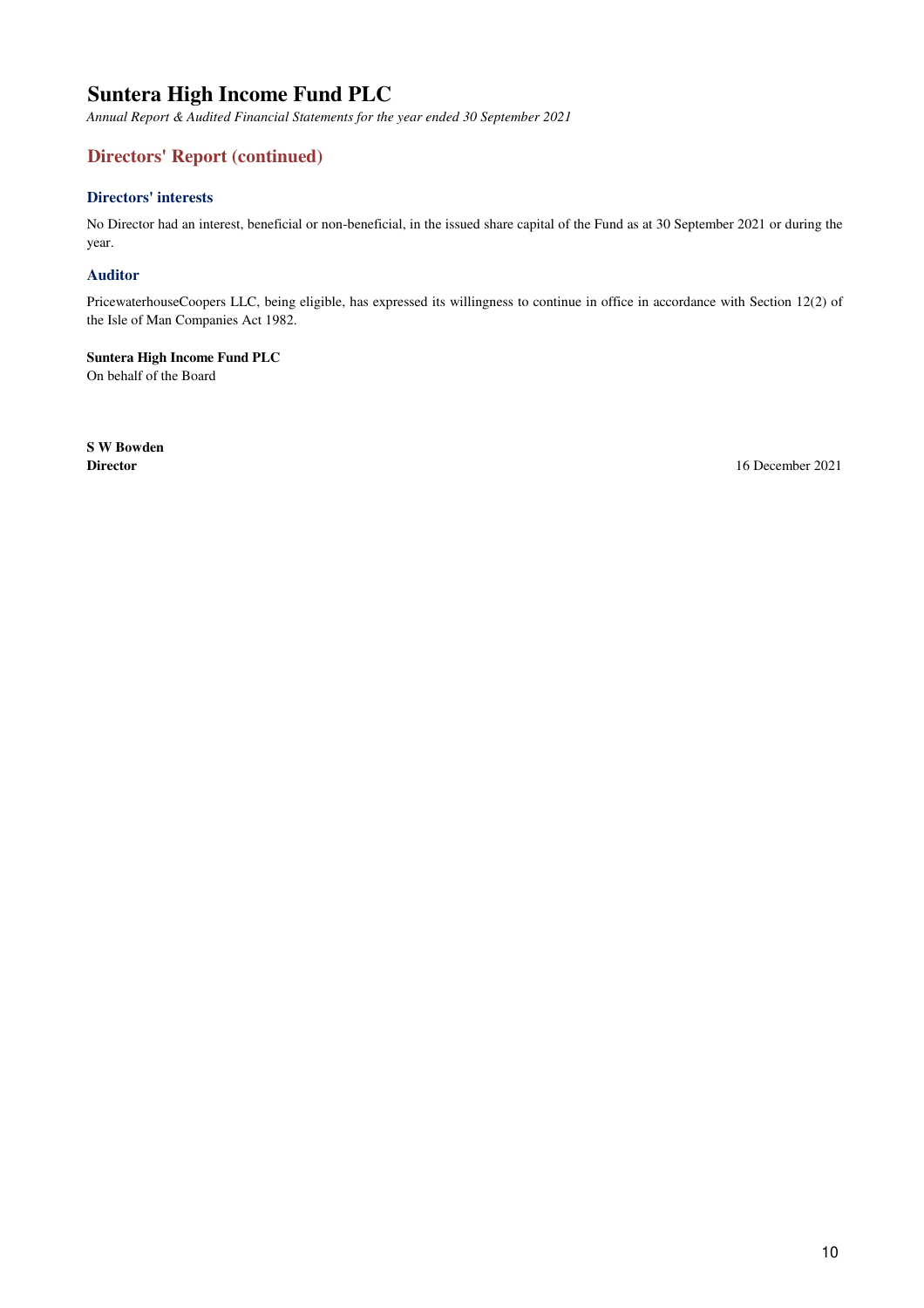## Directors' Report (continued)

### Directors' interests

No Director had an interest, beneficial or non-beneficial, in the issued share capital of the Fund as at 30 September 2021 or during the year.

### Auditor

PricewaterhouseCoopers LLC, being eligible, has expressed its willingness to continue in office in accordance with Section 12(2) of the Isle of Man Companies Act 1982.

**Suntera High Income Fund PLC**
On behalf of the Board

**S W Bowden**
**Director**

16 December 2021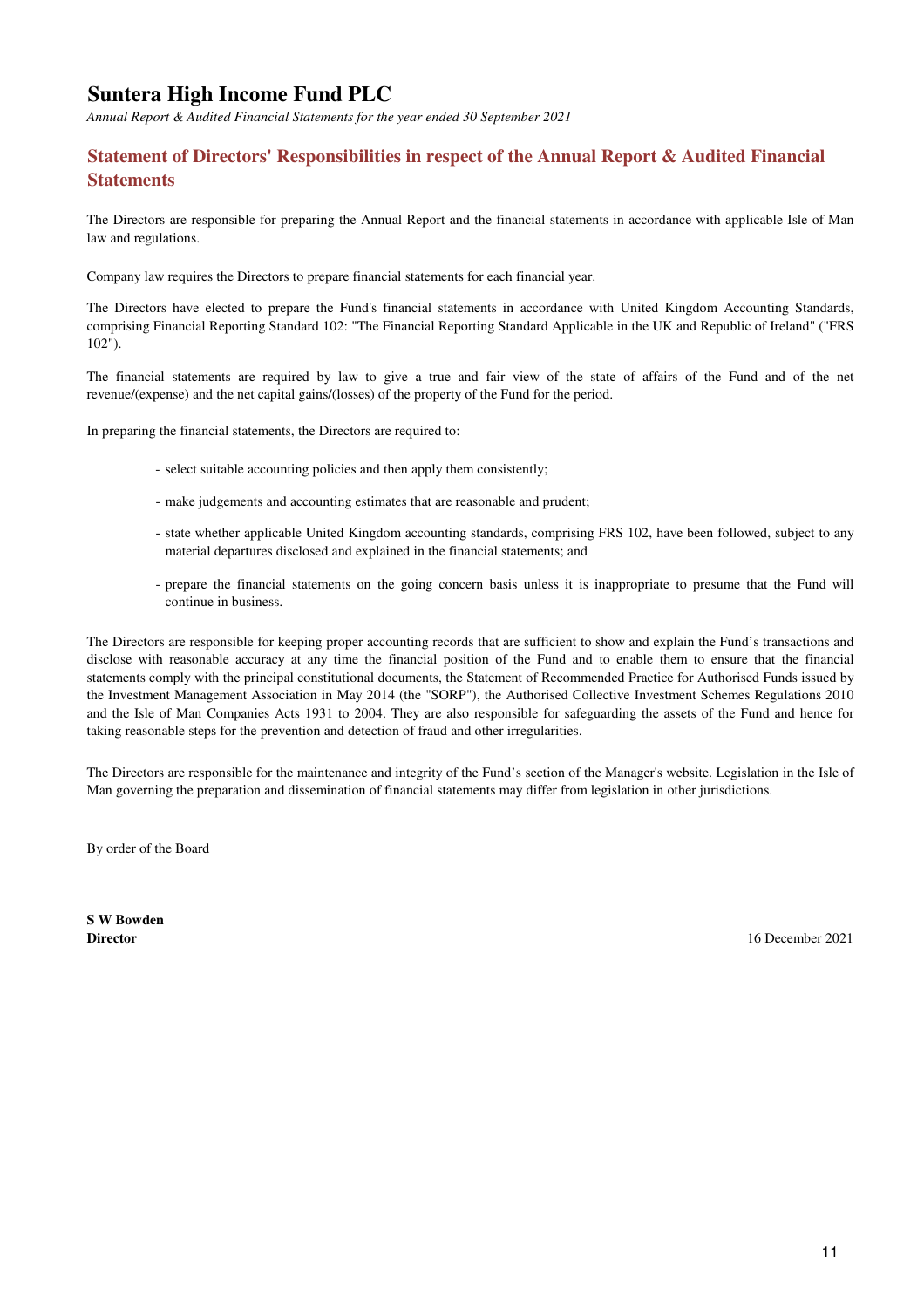# Suntera High Income Fund PLC

*Annual Report & Audited Financial Statements for the year ended 30 September 2021*

## Statement of Directors' Responsibilities in respect of the Annual Report & Audited Financial Statements

The Directors are responsible for preparing the Annual Report and the financial statements in accordance with applicable Isle of Man law and regulations.

Company law requires the Directors to prepare financial statements for each financial year.

The Directors have elected to prepare the Fund's financial statements in accordance with United Kingdom Accounting Standards, comprising Financial Reporting Standard 102: "The Financial Reporting Standard Applicable in the UK and Republic of Ireland" ("FRS 102").

The financial statements are required by law to give a true and fair view of the state of affairs of the Fund and of the net revenue/(expense) and the net capital gains/(losses) of the property of the Fund for the period.

In preparing the financial statements, the Directors are required to:

- select suitable accounting policies and then apply them consistently;
- make judgements and accounting estimates that are reasonable and prudent;
- state whether applicable United Kingdom accounting standards, comprising FRS 102, have been followed, subject to any material departures disclosed and explained in the financial statements; and
- prepare the financial statements on the going concern basis unless it is inappropriate to presume that the Fund will continue in business.

The Directors are responsible for keeping proper accounting records that are sufficient to show and explain the Fund's transactions and disclose with reasonable accuracy at any time the financial position of the Fund and to enable them to ensure that the financial statements comply with the principal constitutional documents, the Statement of Recommended Practice for Authorised Funds issued by the Investment Management Association in May 2014 (the "SORP"), the Authorised Collective Investment Schemes Regulations 2010 and the Isle of Man Companies Acts 1931 to 2004. They are also responsible for safeguarding the assets of the Fund and hence for taking reasonable steps for the prevention and detection of fraud and other irregularities.

The Directors are responsible for the maintenance and integrity of the Fund's section of the Manager's website. Legislation in the Isle of Man governing the preparation and dissemination of financial statements may differ from legislation in other jurisdictions.

By order of the Board

**S W Bowden**
**Director**

16 December 2021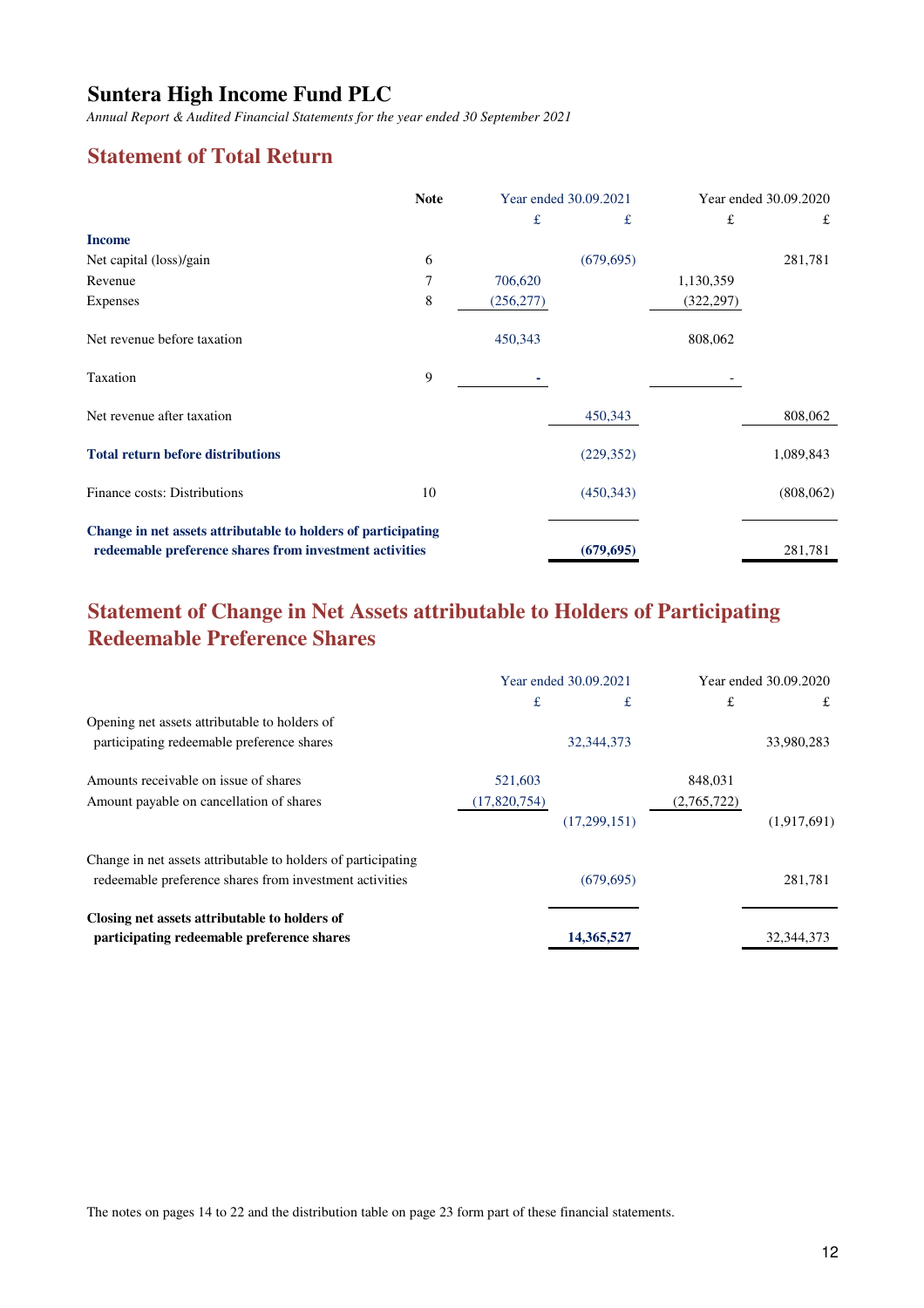# Suntera High Income Fund PLC

*Annual Report & Audited Financial Statements for the year ended 30 September 2021*

## Statement of Total Return

| | Note | Year ended 30.09.2021 | | Year ended 30.09.2020 | |
|---|---|---|---|---|---|
| | | £ | £ | £ | £ |
| **Income** | | | | | |
| Net capital (loss)/gain | 6 | | (679,695) | | 281,781 |
| Revenue | 7 | 706,620 | | 1,130,359 | |
| Expenses | 8 | (256,277) | | (322,297) | |
| Net revenue before taxation | | 450,343 | | 808,062 | |
| Taxation | 9 | - | | - | |
| Net revenue after taxation | | | 450,343 | | 808,062 |
| **Total return before distributions** | | | (229,352) | | 1,089,843 |
| Finance costs: Distributions | 10 | | (450,343) | | (808,062) |
| **Change in net assets attributable to holders of participating redeemable preference shares from investment activities** | | | **(679,695)** | | 281,781 |

## Statement of Change in Net Assets attributable to Holders of Participating Redeemable Preference Shares

| | Year ended 30.09.2021 | | Year ended 30.09.2020 | |
|---|---|---|---|---|
| | £ | £ | £ | £ |
| Opening net assets attributable to holders of participating redeemable preference shares | | 32,344,373 | | 33,980,283 |
| Amounts receivable on issue of shares | 521,603 | | 848,031 | |
| Amount payable on cancellation of shares | (17,820,754) | | (2,765,722) | |
| | | (17,299,151) | | (1,917,691) |
| Change in net assets attributable to holders of participating redeemable preference shares from investment activities | | (679,695) | | 281,781 |
| **Closing net assets attributable to holders of participating redeemable preference shares** | | **14,365,527** | | 32,344,373 |

The notes on pages 14 to 22 and the distribution table on page 23 form part of these financial statements.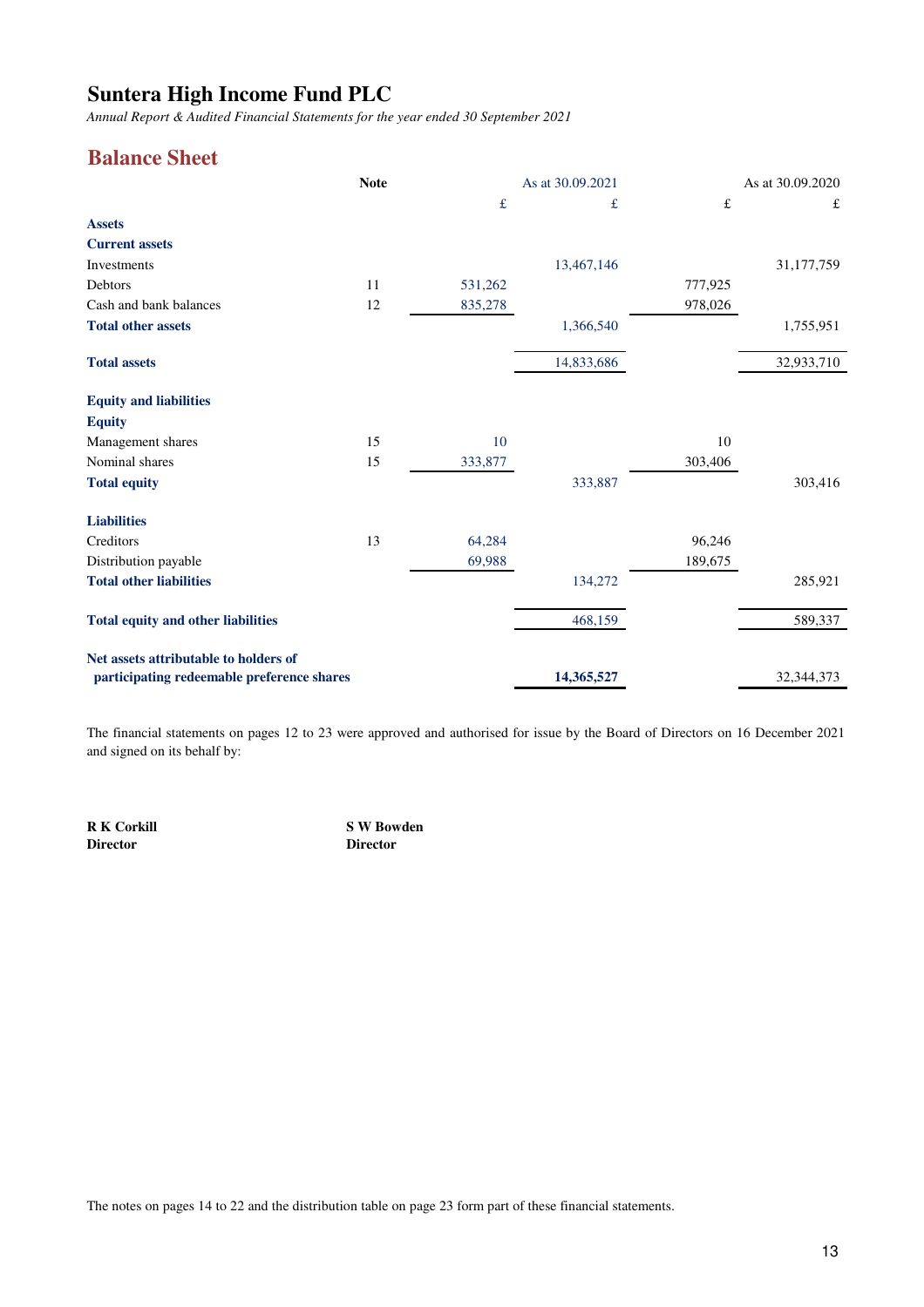# Suntera High Income Fund PLC

*Annual Report & Audited Financial Statements for the year ended 30 September 2021*

## Balance Sheet

| | Note | | As at 30.09.2021 | | As at 30.09.2020 |
|---|---|---|---|---|---|
| | | £ | £ | £ | £ |
| **Assets** | | | | | |
| **Current assets** | | | | | |
| Investments | | | 13,467,146 | | 31,177,759 |
| Debtors | 11 | 531,262 | | 777,925 | |
| Cash and bank balances | 12 | 835,278 | | 978,026 | |
| **Total other assets** | | | 1,366,540 | | 1,755,951 |
| **Total assets** | | | 14,833,686 | | 32,933,710 |
| **Equity and liabilities** | | | | | |
| **Equity** | | | | | |
| Management shares | 15 | 10 | | 10 | |
| Nominal shares | 15 | 333,877 | | 303,406 | |
| **Total equity** | | | 333,887 | | 303,416 |
| **Liabilities** | | | | | |
| Creditors | 13 | 64,284 | | 96,246 | |
| Distribution payable | | 69,988 | | 189,675 | |
| **Total other liabilities** | | | 134,272 | | 285,921 |
| **Total equity and other liabilities** | | | 468,159 | | 589,337 |
| **Net assets attributable to holders of participating redeemable preference shares** | | | **14,365,527** | | 32,344,373 |

The financial statements on pages 12 to 23 were approved and authorised for issue by the Board of Directors on 16 December 2021 and signed on its behalf by:

**R K Corkill**
**Director**

**S W Bowden**
**Director**

The notes on pages 14 to 22 and the distribution table on page 23 form part of these financial statements.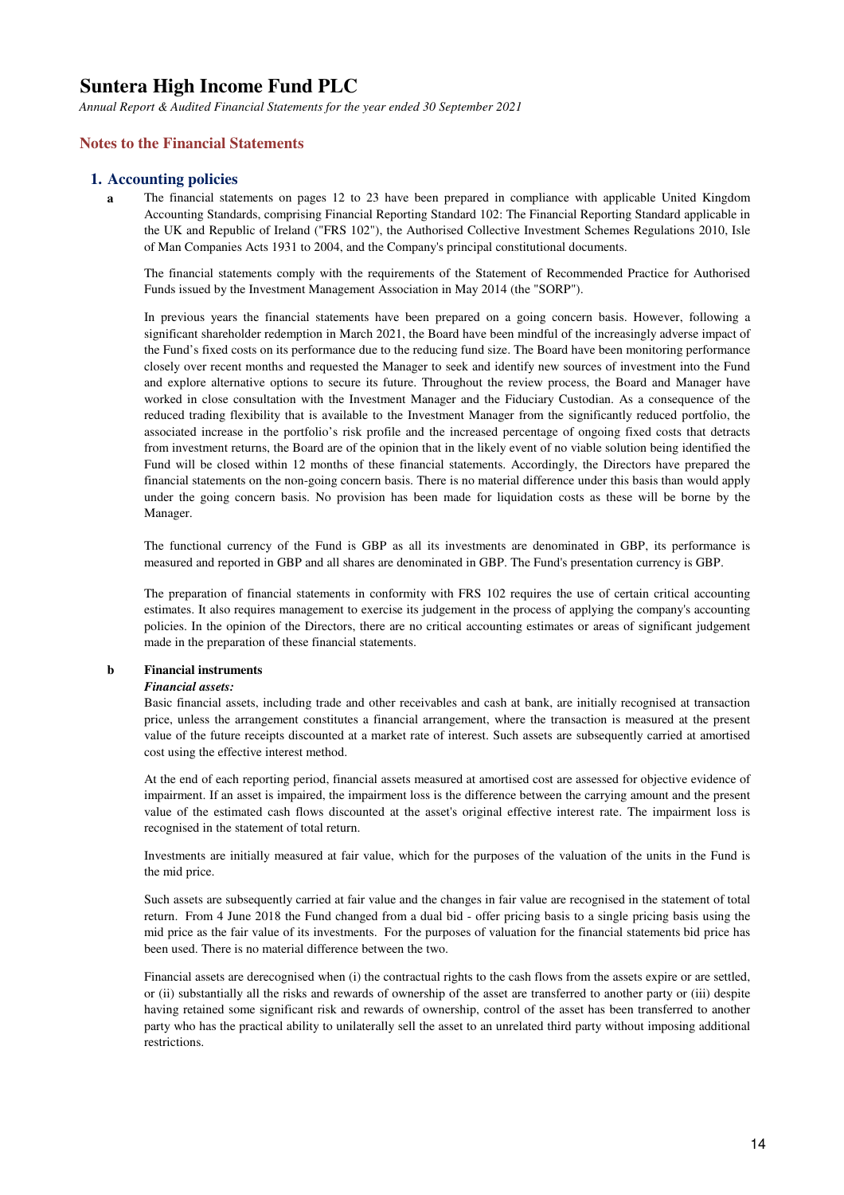# Suntera High Income Fund PLC

*Annual Report & Audited Financial Statements for the year ended 30 September 2021*

## Notes to the Financial Statements

### 1. Accounting policies

**a** The financial statements on pages 12 to 23 have been prepared in compliance with applicable United Kingdom Accounting Standards, comprising Financial Reporting Standard 102: The Financial Reporting Standard applicable in the UK and Republic of Ireland ("FRS 102"), the Authorised Collective Investment Schemes Regulations 2010, Isle of Man Companies Acts 1931 to 2004, and the Company's principal constitutional documents.

The financial statements comply with the requirements of the Statement of Recommended Practice for Authorised Funds issued by the Investment Management Association in May 2014 (the "SORP").

In previous years the financial statements have been prepared on a going concern basis. However, following a significant shareholder redemption in March 2021, the Board have been mindful of the increasingly adverse impact of the Fund's fixed costs on its performance due to the reducing fund size. The Board have been monitoring performance closely over recent months and requested the Manager to seek and identify new sources of investment into the Fund and explore alternative options to secure its future. Throughout the review process, the Board and Manager have worked in close consultation with the Investment Manager and the Fiduciary Custodian. As a consequence of the reduced trading flexibility that is available to the Investment Manager from the significantly reduced portfolio, the associated increase in the portfolio's risk profile and the increased percentage of ongoing fixed costs that detracts from investment returns, the Board are of the opinion that in the likely event of no viable solution being identified the Fund will be closed within 12 months of these financial statements. Accordingly, the Directors have prepared the financial statements on the non-going concern basis. There is no material difference under this basis than would apply under the going concern basis. No provision has been made for liquidation costs as these will be borne by the Manager.

The functional currency of the Fund is GBP as all its investments are denominated in GBP, its performance is measured and reported in GBP and all shares are denominated in GBP. The Fund's presentation currency is GBP.

The preparation of financial statements in conformity with FRS 102 requires the use of certain critical accounting estimates. It also requires management to exercise its judgement in the process of applying the company's accounting policies. In the opinion of the Directors, there are no critical accounting estimates or areas of significant judgement made in the preparation of these financial statements.

**b** **Financial instruments**

***Financial assets:***

Basic financial assets, including trade and other receivables and cash at bank, are initially recognised at transaction price, unless the arrangement constitutes a financial arrangement, where the transaction is measured at the present value of the future receipts discounted at a market rate of interest. Such assets are subsequently carried at amortised cost using the effective interest method.

At the end of each reporting period, financial assets measured at amortised cost are assessed for objective evidence of impairment. If an asset is impaired, the impairment loss is the difference between the carrying amount and the present value of the estimated cash flows discounted at the asset's original effective interest rate. The impairment loss is recognised in the statement of total return.

Investments are initially measured at fair value, which for the purposes of the valuation of the units in the Fund is the mid price.

Such assets are subsequently carried at fair value and the changes in fair value are recognised in the statement of total return. From 4 June 2018 the Fund changed from a dual bid - offer pricing basis to a single pricing basis using the mid price as the fair value of its investments. For the purposes of valuation for the financial statements bid price has been used. There is no material difference between the two.

Financial assets are derecognised when (i) the contractual rights to the cash flows from the assets expire or are settled, or (ii) substantially all the risks and rewards of ownership of the asset are transferred to another party or (iii) despite having retained some significant risk and rewards of ownership, control of the asset has been transferred to another party who has the practical ability to unilaterally sell the asset to an unrelated third party without imposing additional restrictions.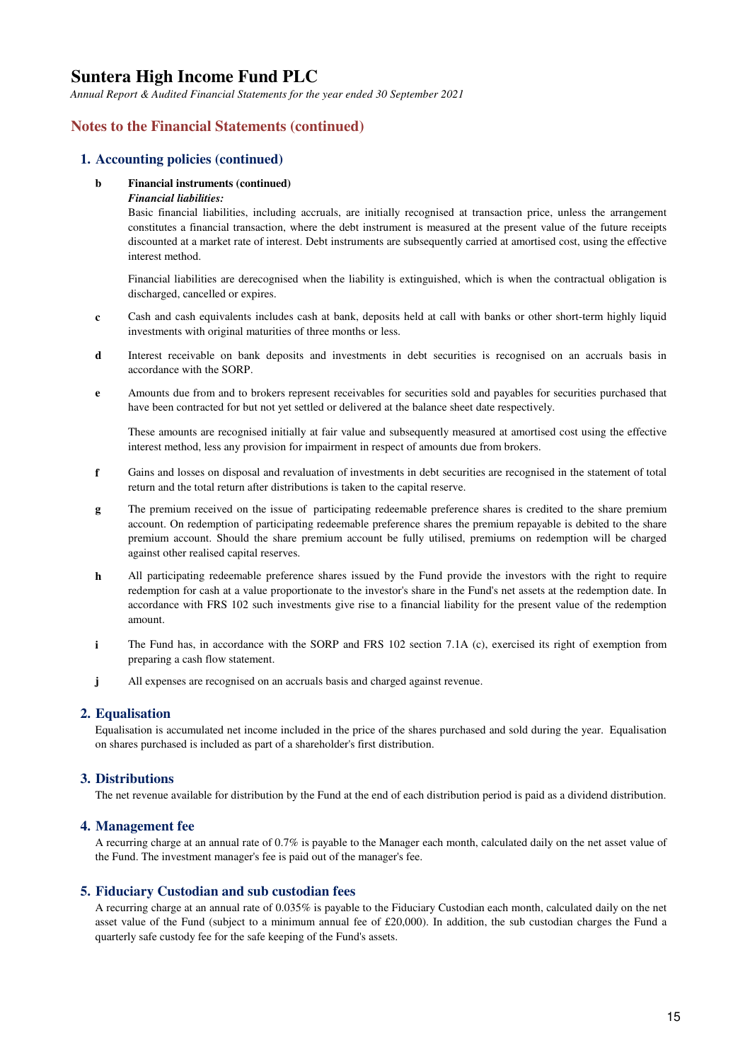# Suntera High Income Fund PLC

*Annual Report & Audited Financial Statements for the year ended 30 September 2021*

## Notes to the Financial Statements (continued)

### 1. Accounting policies (continued)

**b Financial instruments (continued)**

***Financial liabilities:***

Basic financial liabilities, including accruals, are initially recognised at transaction price, unless the arrangement constitutes a financial transaction, where the debt instrument is measured at the present value of the future receipts discounted at a market rate of interest. Debt instruments are subsequently carried at amortised cost, using the effective interest method.

Financial liabilities are derecognised when the liability is extinguished, which is when the contractual obligation is discharged, cancelled or expires.

**c** Cash and cash equivalents includes cash at bank, deposits held at call with banks or other short-term highly liquid investments with original maturities of three months or less.

**d** Interest receivable on bank deposits and investments in debt securities is recognised on an accruals basis in accordance with the SORP.

**e** Amounts due from and to brokers represent receivables for securities sold and payables for securities purchased that have been contracted for but not yet settled or delivered at the balance sheet date respectively.

These amounts are recognised initially at fair value and subsequently measured at amortised cost using the effective interest method, less any provision for impairment in respect of amounts due from brokers.

**f** Gains and losses on disposal and revaluation of investments in debt securities are recognised in the statement of total return and the total return after distributions is taken to the capital reserve.

**g** The premium received on the issue of participating redeemable preference shares is credited to the share premium account. On redemption of participating redeemable preference shares the premium repayable is debited to the share premium account. Should the share premium account be fully utilised, premiums on redemption will be charged against other realised capital reserves.

**h** All participating redeemable preference shares issued by the Fund provide the investors with the right to require redemption for cash at a value proportionate to the investor's share in the Fund's net assets at the redemption date. In accordance with FRS 102 such investments give rise to a financial liability for the present value of the redemption amount.

**i** The Fund has, in accordance with the SORP and FRS 102 section 7.1A (c), exercised its right of exemption from preparing a cash flow statement.

**j** All expenses are recognised on an accruals basis and charged against revenue.

### 2. Equalisation

Equalisation is accumulated net income included in the price of the shares purchased and sold during the year. Equalisation on shares purchased is included as part of a shareholder's first distribution.

### 3. Distributions

The net revenue available for distribution by the Fund at the end of each distribution period is paid as a dividend distribution.

### 4. Management fee

A recurring charge at an annual rate of 0.7% is payable to the Manager each month, calculated daily on the net asset value of the Fund. The investment manager's fee is paid out of the manager's fee.

### 5. Fiduciary Custodian and sub custodian fees

A recurring charge at an annual rate of 0.035% is payable to the Fiduciary Custodian each month, calculated daily on the net asset value of the Fund (subject to a minimum annual fee of £20,000). In addition, the sub custodian charges the Fund a quarterly safe custody fee for the safe keeping of the Fund's assets.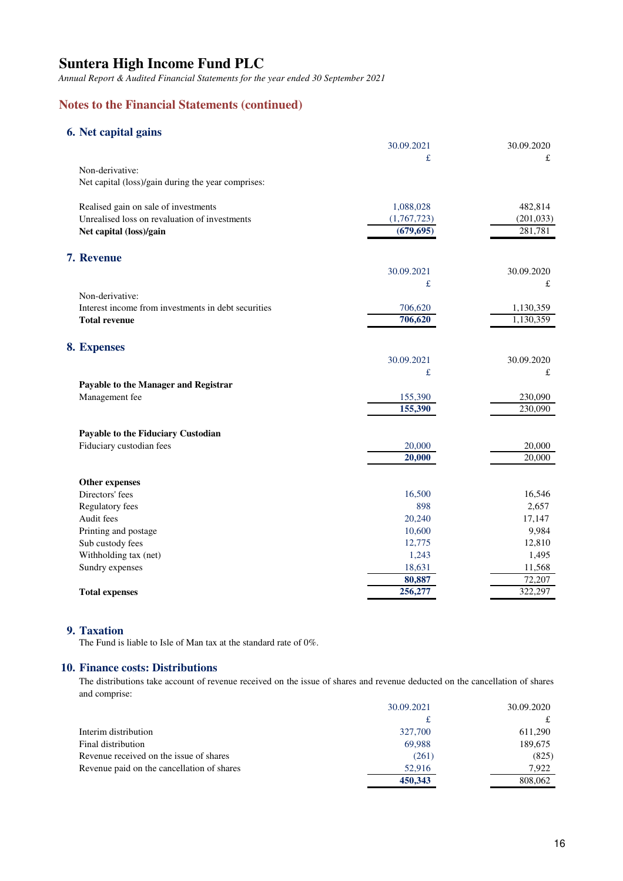# Suntera High Income Fund PLC

*Annual Report & Audited Financial Statements for the year ended 30 September 2021*

## Notes to the Financial Statements (continued)

### 6. Net capital gains

| | 30.09.2021 | 30.09.2020 |
|---|---|---|
| | £ | £ |
| Non-derivative: | | |
| Net capital (loss)/gain during the year comprises: | | |
| Realised gain on sale of investments | 1,088,028 | 482,814 |
| Unrealised loss on revaluation of investments | (1,767,723) | (201,033) |
| **Net capital (loss)/gain** | **(679,695)** | 281,781 |

### 7. Revenue

| | 30.09.2021 | 30.09.2020 |
|---|---|---|
| | £ | £ |
| Non-derivative: | | |
| Interest income from investments in debt securities | 706,620 | 1,130,359 |
| **Total revenue** | **706,620** | 1,130,359 |

### 8. Expenses

| | 30.09.2021 | 30.09.2020 |
|---|---|---|
| | £ | £ |
| **Payable to the Manager and Registrar** | | |
| Management fee | 155,390 | 230,090 |
| | **155,390** | 230,090 |
| **Payable to the Fiduciary Custodian** | | |
| Fiduciary custodian fees | 20,000 | 20,000 |
| | **20,000** | 20,000 |
| **Other expenses** | | |
| Directors' fees | 16,500 | 16,546 |
| Regulatory fees | 898 | 2,657 |
| Audit fees | 20,240 | 17,147 |
| Printing and postage | 10,600 | 9,984 |
| Sub custody fees | 12,775 | 12,810 |
| Withholding tax (net) | 1,243 | 1,495 |
| Sundry expenses | 18,631 | 11,568 |
| | **80,887** | 72,207 |
| **Total expenses** | **256,277** | 322,297 |

### 9. Taxation

The Fund is liable to Isle of Man tax at the standard rate of 0%.

### 10. Finance costs: Distributions

The distributions take account of revenue received on the issue of shares and revenue deducted on the cancellation of shares and comprise:

| | 30.09.2021 | 30.09.2020 |
|---|---|---|
| | £ | £ |
| Interim distribution | 327,700 | 611,290 |
| Final distribution | 69,988 | 189,675 |
| Revenue received on the issue of shares | (261) | (825) |
| Revenue paid on the cancellation of shares | 52,916 | 7,922 |
| | **450,343** | 808,062 |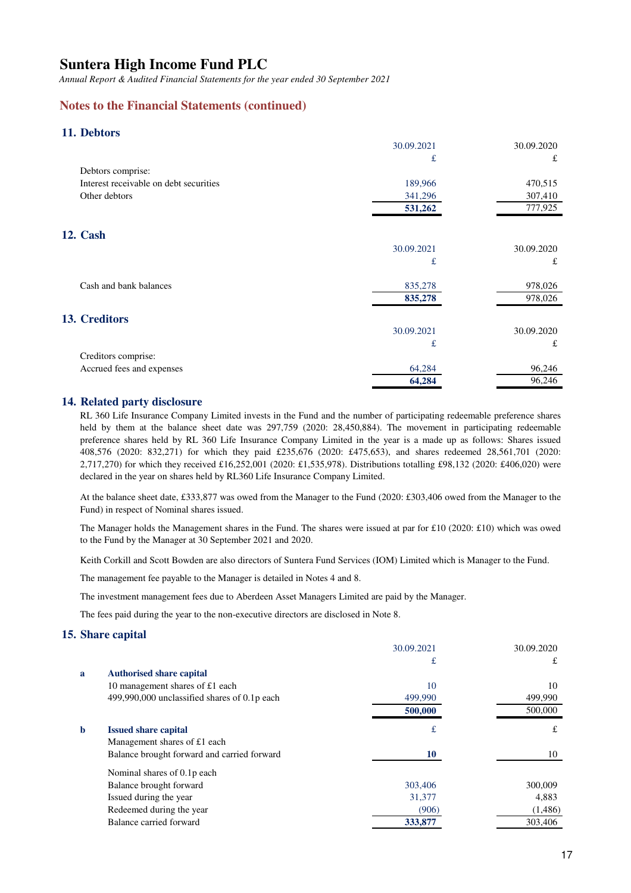# Suntera High Income Fund PLC

*Annual Report & Audited Financial Statements for the year ended 30 September 2021*

## Notes to the Financial Statements (continued)

### 11. Debtors

| | 30.09.2021 | 30.09.2020 |
|---|---|---|
| | £ | £ |
| Debtors comprise: | | |
| Interest receivable on debt securities | 189,966 | 470,515 |
| Other debtors | 341,296 | 307,410 |
| | **531,262** | 777,925 |

### 12. Cash

| | 30.09.2021 | 30.09.2020 |
|---|---|---|
| | £ | £ |
| Cash and bank balances | 835,278 | 978,026 |
| | **835,278** | 978,026 |

### 13. Creditors

| | 30.09.2021 | 30.09.2020 |
|---|---|---|
| | £ | £ |
| Creditors comprise: | | |
| Accrued fees and expenses | 64,284 | 96,246 |
| | **64,284** | 96,246 |

### 14. Related party disclosure

RL 360 Life Insurance Company Limited invests in the Fund and the number of participating redeemable preference shares held by them at the balance sheet date was 297,759 (2020: 28,450,884). The movement in participating redeemable preference shares held by RL 360 Life Insurance Company Limited in the year is a made up as follows: Shares issued 408,576 (2020: 832,271) for which they paid £235,676 (2020: £475,653), and shares redeemed 28,561,701 (2020: 2,717,270) for which they received £16,252,001 (2020: £1,535,978). Distributions totalling £98,132 (2020: £406,020) were declared in the year on shares held by RL360 Life Insurance Company Limited.

At the balance sheet date, £333,877 was owed from the Manager to the Fund (2020: £303,406 owed from the Manager to the Fund) in respect of Nominal shares issued.

The Manager holds the Management shares in the Fund. The shares were issued at par for £10 (2020: £10) which was owed to the Fund by the Manager at 30 September 2021 and 2020.

Keith Corkill and Scott Bowden are also directors of Suntera Fund Services (IOM) Limited which is Manager to the Fund.

The management fee payable to the Manager is detailed in Notes 4 and 8.

The investment management fees due to Aberdeen Asset Managers Limited are paid by the Manager.

The fees paid during the year to the non-executive directors are disclosed in Note 8.

### 15. Share capital

| | | 30.09.2021 | 30.09.2020 |
|---|---|---|---|
| | | £ | £ |
| **a** | **Authorised share capital** | | |
| | 10 management shares of £1 each | 10 | 10 |
| | 499,990,000 unclassified shares of 0.1p each | 499,990 | 499,990 |
| | | **500,000** | 500,000 |
| **b** | **Issued share capital** | £ | £ |
| | Management shares of £1 each | | |
| | Balance brought forward and carried forward | **10** | 10 |
| | Nominal shares of 0.1p each | | |
| | Balance brought forward | 303,406 | 300,009 |
| | Issued during the year | 31,377 | 4,883 |
| | Redeemed during the year | (906) | (1,486) |
| | Balance carried forward | **333,877** | 303,406 |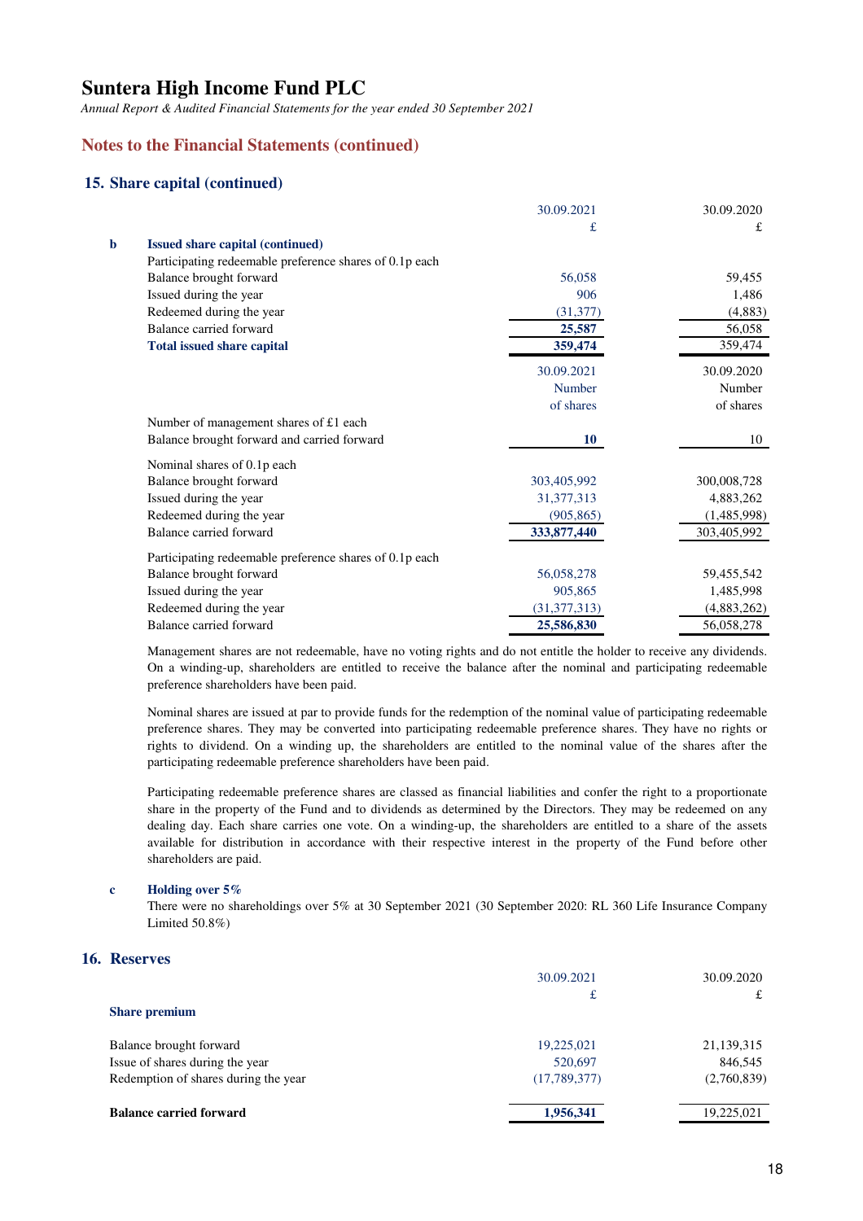## Notes to the Financial Statements (continued)

### 15. Share capital (continued)

| | | 30.09.2021 | 30.09.2020 |
|---|---|---|---|
| | | £ | £ |
| **b** | **Issued share capital (continued)** | | |
| | Participating redeemable preference shares of 0.1p each | | |
| | Balance brought forward | 56,058 | 59,455 |
| | Issued during the year | 906 | 1,486 |
| | Redeemed during the year | (31,377) | (4,883) |
| | Balance carried forward | **25,587** | 56,058 |
| | **Total issued share capital** | **359,474** | 359,474 |

| | 30.09.2021 | 30.09.2020 |
|---|---|---|
| | Number of shares | Number of shares |
| Number of management shares of £1 each | | |
| Balance brought forward and carried forward | **10** | 10 |
| Nominal shares of 0.1p each | | |
| Balance brought forward | 303,405,992 | 300,008,728 |
| Issued during the year | 31,377,313 | 4,883,262 |
| Redeemed during the year | (905,865) | (1,485,998) |
| Balance carried forward | **333,877,440** | 303,405,992 |
| Participating redeemable preference shares of 0.1p each | | |
| Balance brought forward | 56,058,278 | 59,455,542 |
| Issued during the year | 905,865 | 1,485,998 |
| Redeemed during the year | (31,377,313) | (4,883,262) |
| Balance carried forward | **25,586,830** | 56,058,278 |

Management shares are not redeemable, have no voting rights and do not entitle the holder to receive any dividends. On a winding-up, shareholders are entitled to receive the balance after the nominal and participating redeemable preference shareholders have been paid.

Nominal shares are issued at par to provide funds for the redemption of the nominal value of participating redeemable preference shares. They may be converted into participating redeemable preference shares. They have no rights or rights to dividend. On a winding up, the shareholders are entitled to the nominal value of the shares after the participating redeemable preference shareholders have been paid.

Participating redeemable preference shares are classed as financial liabilities and confer the right to a proportionate share in the property of the Fund and to dividends as determined by the Directors. They may be redeemed on any dealing day. Each share carries one vote. On a winding-up, the shareholders are entitled to a share of the assets available for distribution in accordance with their respective interest in the property of the Fund before other shareholders are paid.

**c** **Holding over 5%**

There were no shareholdings over 5% at 30 September 2021 (30 September 2020: RL 360 Life Insurance Company Limited 50.8%)

### 16. Reserves

| | 30.09.2021 | 30.09.2020 |
|---|---|---|
| | £ | £ |
| **Share premium** | | |
| Balance brought forward | 19,225,021 | 21,139,315 |
| Issue of shares during the year | 520,697 | 846,545 |
| Redemption of shares during the year | (17,789,377) | (2,760,839) |
| **Balance carried forward** | **1,956,341** | 19,225,021 |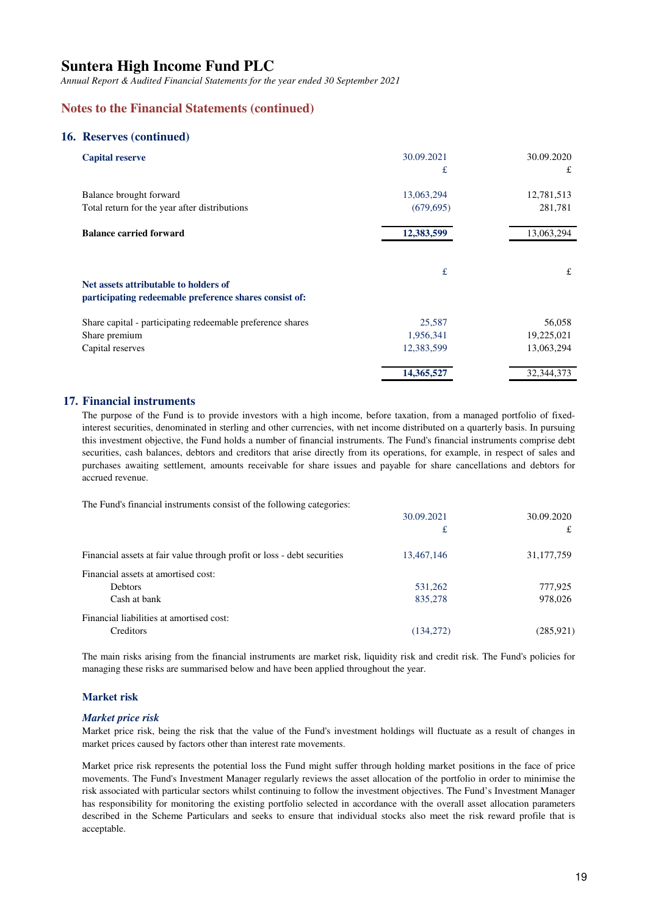# Suntera High Income Fund PLC

*Annual Report & Audited Financial Statements for the year ended 30 September 2021*

## Notes to the Financial Statements (continued)

### 16. Reserves (continued)

| **Capital reserve** | 30.09.2021 | 30.09.2020 |
|---|---|---|
| | £ | £ |
| Balance brought forward | 13,063,294 | 12,781,513 |
| Total return for the year after distributions | (679,695) | 281,781 |
| **Balance carried forward** | **12,383,599** | 13,063,294 |

| **Net assets attributable to holders of participating redeemable preference shares consist of:** | £ | £ |
|---|---|---|
| Share capital - participating redeemable preference shares | 25,587 | 56,058 |
| Share premium | 1,956,341 | 19,225,021 |
| Capital reserves | 12,383,599 | 13,063,294 |
| | **14,365,527** | 32,344,373 |

### 17. Financial instruments

The purpose of the Fund is to provide investors with a high income, before taxation, from a managed portfolio of fixed-interest securities, denominated in sterling and other currencies, with net income distributed on a quarterly basis. In pursuing this investment objective, the Fund holds a number of financial instruments. The Fund's financial instruments comprise debt securities, cash balances, debtors and creditors that arise directly from its operations, for example, in respect of sales and purchases awaiting settlement, amounts receivable for share issues and payable for share cancellations and debtors for accrued revenue.

The Fund's financial instruments consist of the following categories:

| | 30.09.2021 | 30.09.2020 |
|---|---|---|
| | £ | £ |
| Financial assets at fair value through profit or loss - debt securities | 13,467,146 | 31,177,759 |
| Financial assets at amortised cost: | | |
| Debtors | 531,262 | 777,925 |
| Cash at bank | 835,278 | 978,026 |
| Financial liabilities at amortised cost: | | |
| Creditors | (134,272) | (285,921) |

The main risks arising from the financial instruments are market risk, liquidity risk and credit risk. The Fund's policies for managing these risks are summarised below and have been applied throughout the year.

#### Market risk

***Market price risk***

Market price risk, being the risk that the value of the Fund's investment holdings will fluctuate as a result of changes in market prices caused by factors other than interest rate movements.

Market price risk represents the potential loss the Fund might suffer through holding market positions in the face of price movements. The Fund's Investment Manager regularly reviews the asset allocation of the portfolio in order to minimise the risk associated with particular sectors whilst continuing to follow the investment objectives. The Fund's Investment Manager has responsibility for monitoring the existing portfolio selected in accordance with the overall asset allocation parameters described in the Scheme Particulars and seeks to ensure that individual stocks also meet the risk reward profile that is acceptable.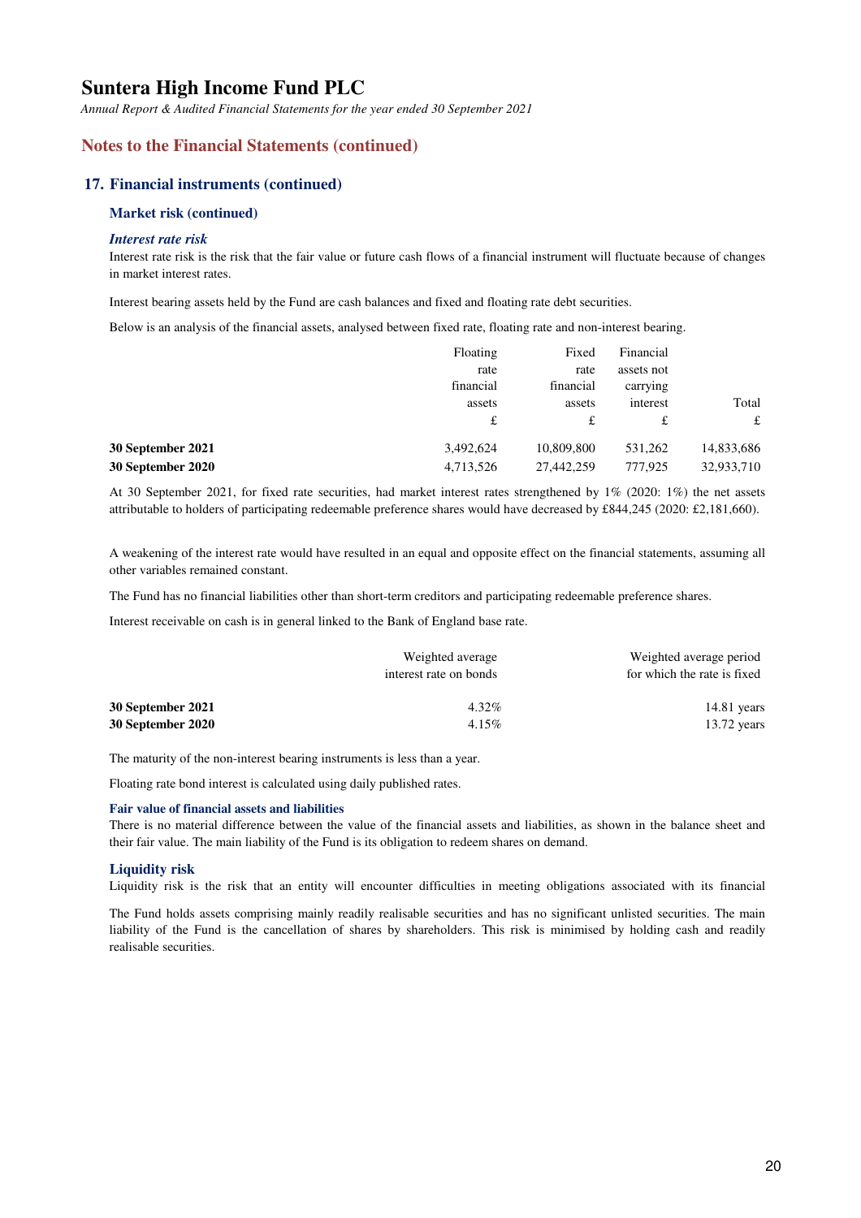# Suntera High Income Fund PLC

*Annual Report & Audited Financial Statements for the year ended 30 September 2021*

## Notes to the Financial Statements (continued)

### 17. Financial instruments (continued)

#### Market risk (continued)

***Interest rate risk***

Interest rate risk is the risk that the fair value or future cash flows of a financial instrument will fluctuate because of changes in market interest rates.

Interest bearing assets held by the Fund are cash balances and fixed and floating rate debt securities.

Below is an analysis of the financial assets, analysed between fixed rate, floating rate and non-interest bearing.

| | Floating rate financial assets | Fixed rate financial assets | Financial assets not carrying interest | Total |
|---|---|---|---|---|
| | £ | £ | £ | £ |
| **30 September 2021** | 3,492,624 | 10,809,800 | 531,262 | 14,833,686 |
| **30 September 2020** | 4,713,526 | 27,442,259 | 777,925 | 32,933,710 |

At 30 September 2021, for fixed rate securities, had market interest rates strengthened by 1% (2020: 1%) the net assets attributable to holders of participating redeemable preference shares would have decreased by £844,245 (2020: £2,181,660).

A weakening of the interest rate would have resulted in an equal and opposite effect on the financial statements, assuming all other variables remained constant.

The Fund has no financial liabilities other than short-term creditors and participating redeemable preference shares.

Interest receivable on cash is in general linked to the Bank of England base rate.

| | Weighted average interest rate on bonds | Weighted average period for which the rate is fixed |
|---|---|---|
| **30 September 2021** | 4.32% | 14.81 years |
| **30 September 2020** | 4.15% | 13.72 years |

The maturity of the non-interest bearing instruments is less than a year.

Floating rate bond interest is calculated using daily published rates.

#### Fair value of financial assets and liabilities

There is no material difference between the value of the financial assets and liabilities, as shown in the balance sheet and their fair value. The main liability of the Fund is its obligation to redeem shares on demand.

#### Liquidity risk

Liquidity risk is the risk that an entity will encounter difficulties in meeting obligations associated with its financial

The Fund holds assets comprising mainly readily realisable securities and has no significant unlisted securities. The main liability of the Fund is the cancellation of shares by shareholders. This risk is minimised by holding cash and readily realisable securities.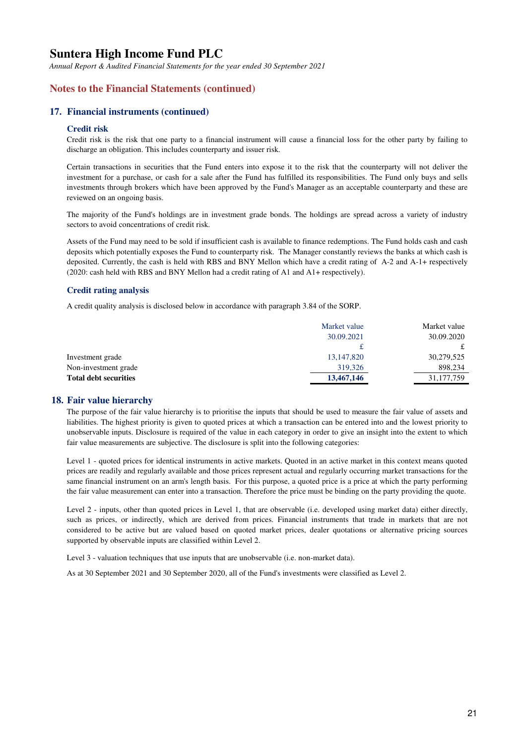# Suntera High Income Fund PLC

*Annual Report & Audited Financial Statements for the year ended 30 September 2021*

## Notes to the Financial Statements (continued)

### 17. Financial instruments (continued)

#### Credit risk

Credit risk is the risk that one party to a financial instrument will cause a financial loss for the other party by failing to discharge an obligation. This includes counterparty and issuer risk.

Certain transactions in securities that the Fund enters into expose it to the risk that the counterparty will not deliver the investment for a purchase, or cash for a sale after the Fund has fulfilled its responsibilities. The Fund only buys and sells investments through brokers which have been approved by the Fund's Manager as an acceptable counterparty and these are reviewed on an ongoing basis.

The majority of the Fund's holdings are in investment grade bonds. The holdings are spread across a variety of industry sectors to avoid concentrations of credit risk.

Assets of the Fund may need to be sold if insufficient cash is available to finance redemptions. The Fund holds cash and cash deposits which potentially exposes the Fund to counterparty risk. The Manager constantly reviews the banks at which cash is deposited. Currently, the cash is held with RBS and BNY Mellon which have a credit rating of A-2 and A-1+ respectively (2020: cash held with RBS and BNY Mellon had a credit rating of A1 and A1+ respectively).

#### Credit rating analysis

A credit quality analysis is disclosed below in accordance with paragraph 3.84 of the SORP.

| | Market value 30.09.2021 £ | Market value 30.09.2020 £ |
|---|---|---|
| Investment grade | 13,147,820 | 30,279,525 |
| Non-investment grade | 319,326 | 898,234 |
| **Total debt securities** | **13,467,146** | 31,177,759 |

### 18. Fair value hierarchy

The purpose of the fair value hierarchy is to prioritise the inputs that should be used to measure the fair value of assets and liabilities. The highest priority is given to quoted prices at which a transaction can be entered into and the lowest priority to unobservable inputs. Disclosure is required of the value in each category in order to give an insight into the extent to which fair value measurements are subjective. The disclosure is split into the following categories:

Level 1 - quoted prices for identical instruments in active markets. Quoted in an active market in this context means quoted prices are readily and regularly available and those prices represent actual and regularly occurring market transactions for the same financial instrument on an arm's length basis. For this purpose, a quoted price is a price at which the party performing the fair value measurement can enter into a transaction. Therefore the price must be binding on the party providing the quote.

Level 2 - inputs, other than quoted prices in Level 1, that are observable (i.e. developed using market data) either directly, such as prices, or indirectly, which are derived from prices. Financial instruments that trade in markets that are not considered to be active but are valued based on quoted market prices, dealer quotations or alternative pricing sources supported by observable inputs are classified within Level 2.

Level 3 - valuation techniques that use inputs that are unobservable (i.e. non-market data).

As at 30 September 2021 and 30 September 2020, all of the Fund's investments were classified as Level 2.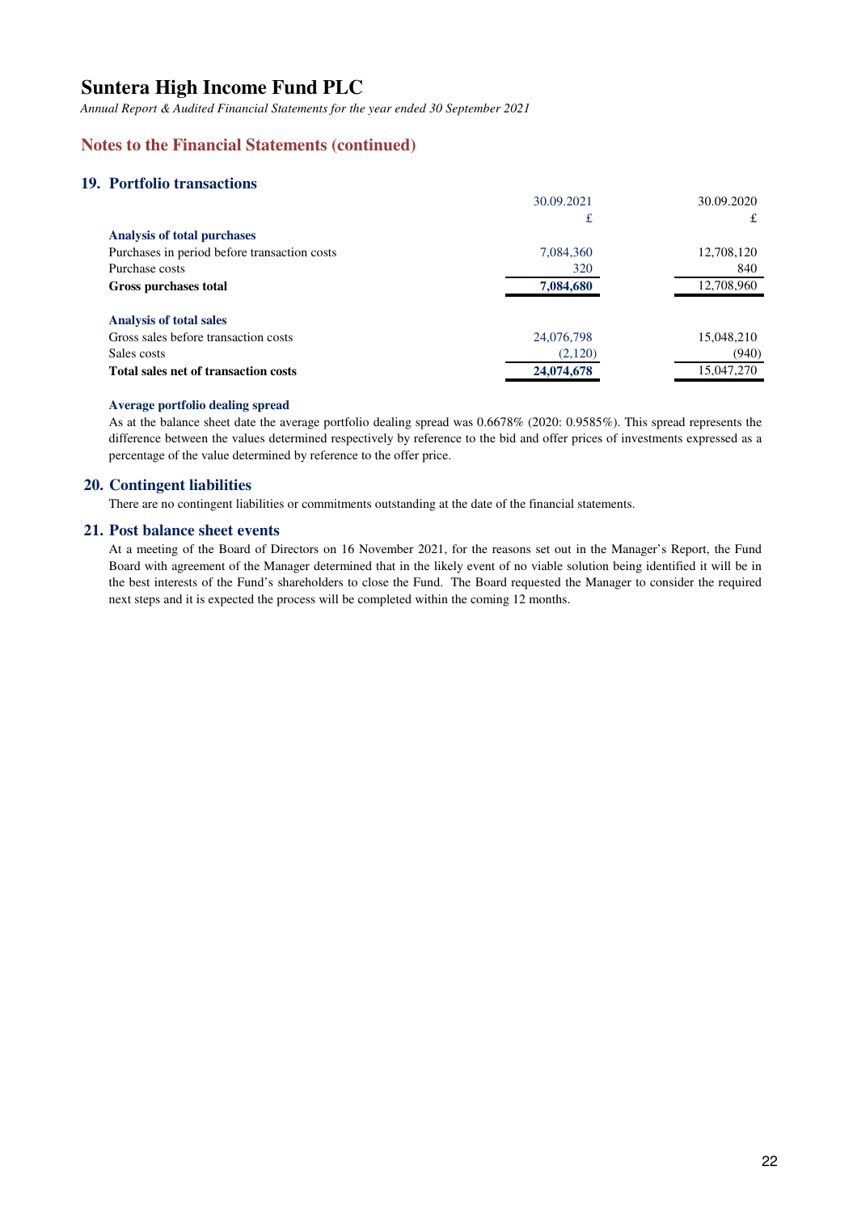## Notes to the Financial Statements (continued)

### 19. Portfolio transactions

| | 30.09.2021 | 30.09.2020 |
|---|---|---|
| | £ | £ |
| **Analysis of total purchases** | | |
| Purchases in period before transaction costs | 7,084,360 | 12,708,120 |
| Purchase costs | 320 | 840 |
| **Gross purchases total** | **7,084,680** | 12,708,960 |
| | | |
| **Analysis of total sales** | | |
| Gross sales before transaction costs | 24,076,798 | 15,048,210 |
| Sales costs | (2,120) | (940) |
| **Total sales net of transaction costs** | **24,074,678** | 15,047,270 |

**Average portfolio dealing spread**

As at the balance sheet date the average portfolio dealing spread was 0.6678% (2020: 0.9585%). This spread represents the difference between the values determined respectively by reference to the bid and offer prices of investments expressed as a percentage of the value determined by reference to the offer price.

### 20. Contingent liabilities

There are no contingent liabilities or commitments outstanding at the date of the financial statements.

### 21. Post balance sheet events

At a meeting of the Board of Directors on 16 November 2021, for the reasons set out in the Manager's Report, the Fund Board with agreement of the Manager determined that in the likely event of no viable solution being identified it will be in the best interests of the Fund's shareholders to close the Fund. The Board requested the Manager to consider the required next steps and it is expected the process will be completed within the coming 12 months.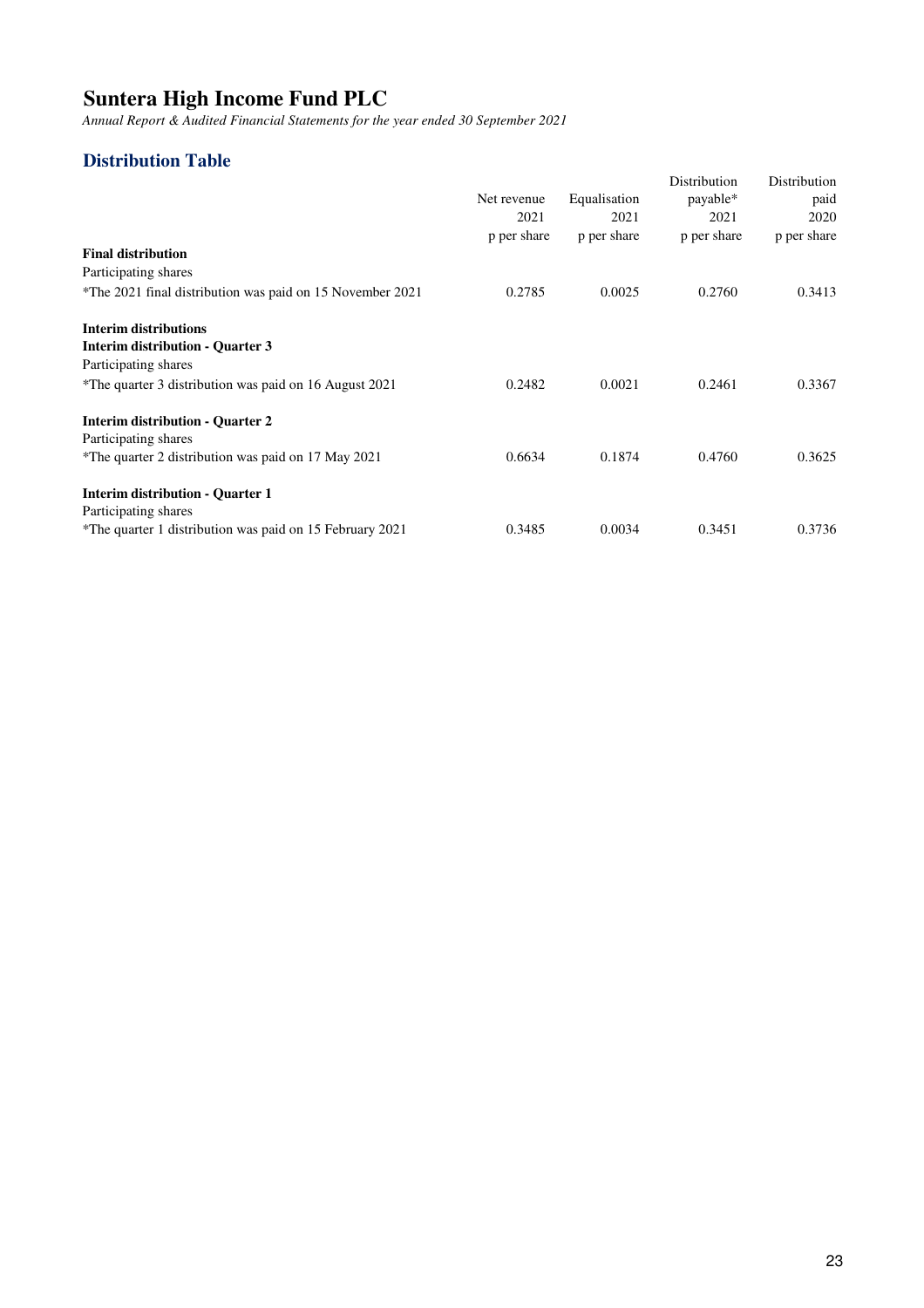## Distribution Table

| | Net revenue 2021 p per share | Equalisation 2021 p per share | Distribution payable* 2021 p per share | Distribution paid 2020 p per share |
|---|---|---|---|---|
| **Final distribution** | | | | |
| Participating shares | | | | |
| *The 2021 final distribution was paid on 15 November 2021 | 0.2785 | 0.0025 | 0.2760 | 0.3413 |
| **Interim distributions** | | | | |
| **Interim distribution - Quarter 3** | | | | |
| Participating shares | | | | |
| *The quarter 3 distribution was paid on 16 August 2021 | 0.2482 | 0.0021 | 0.2461 | 0.3367 |
| **Interim distribution - Quarter 2** | | | | |
| Participating shares | | | | |
| *The quarter 2 distribution was paid on 17 May 2021 | 0.6634 | 0.1874 | 0.4760 | 0.3625 |
| **Interim distribution - Quarter 1** | | | | |
| Participating shares | | | | |
| *The quarter 1 distribution was paid on 15 February 2021 | 0.3485 | 0.0034 | 0.3451 | 0.3736 |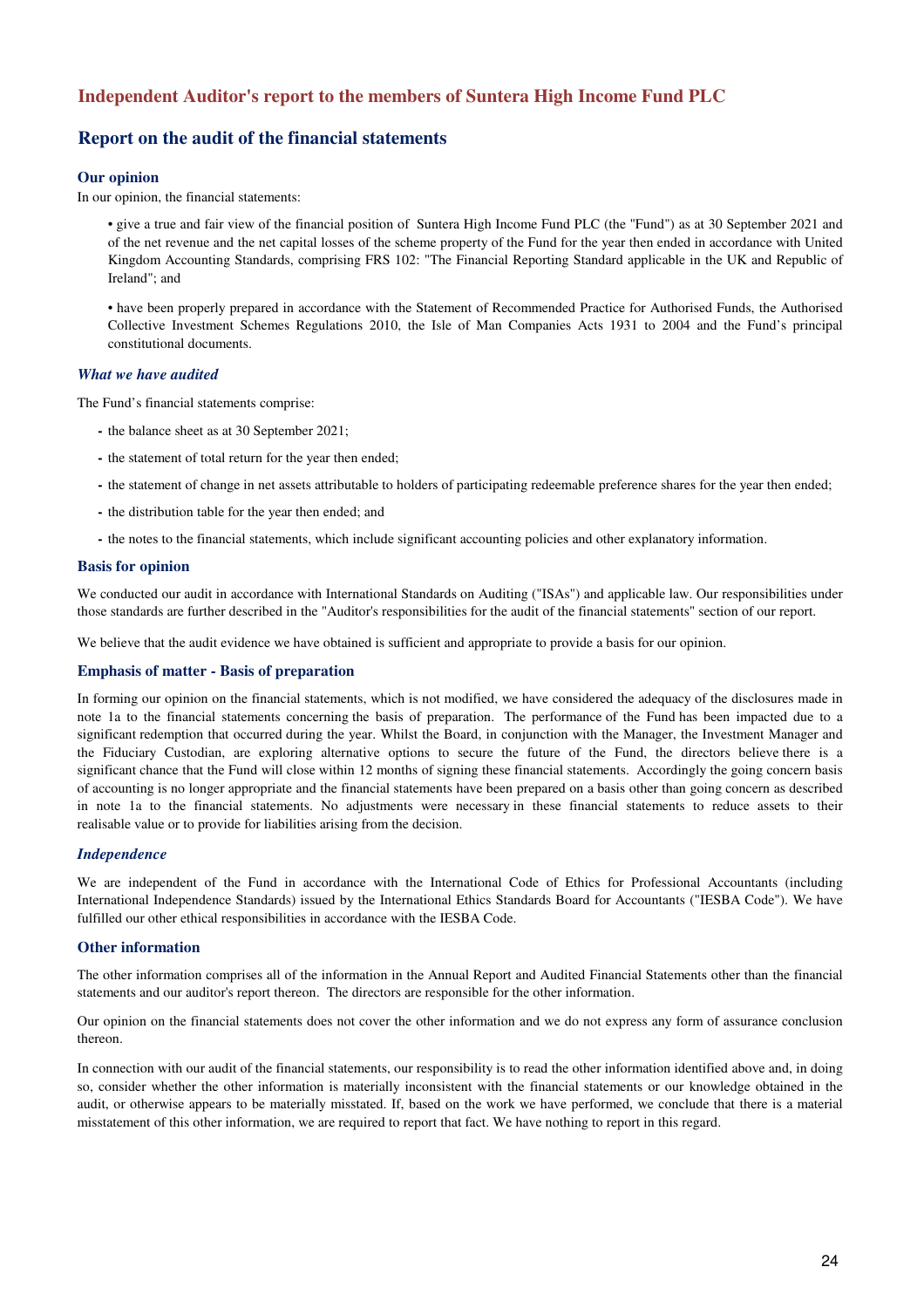# Independent Auditor's report to the members of Suntera High Income Fund PLC

## Report on the audit of the financial statements

### Our opinion

In our opinion, the financial statements:

• give a true and fair view of the financial position of Suntera High Income Fund PLC (the "Fund") as at 30 September 2021 and of the net revenue and the net capital losses of the scheme property of the Fund for the year then ended in accordance with United Kingdom Accounting Standards, comprising FRS 102: "The Financial Reporting Standard applicable in the UK and Republic of Ireland"; and

• have been properly prepared in accordance with the Statement of Recommended Practice for Authorised Funds, the Authorised Collective Investment Schemes Regulations 2010, the Isle of Man Companies Acts 1931 to 2004 and the Fund's principal constitutional documents.

#### *What we have audited*

The Fund's financial statements comprise:

- the balance sheet as at 30 September 2021;
- the statement of total return for the year then ended;
- the statement of change in net assets attributable to holders of participating redeemable preference shares for the year then ended;
- the distribution table for the year then ended; and
- the notes to the financial statements, which include significant accounting policies and other explanatory information.

### Basis for opinion

We conducted our audit in accordance with International Standards on Auditing ("ISAs") and applicable law. Our responsibilities under those standards are further described in the "Auditor's responsibilities for the audit of the financial statements" section of our report.

We believe that the audit evidence we have obtained is sufficient and appropriate to provide a basis for our opinion.

### Emphasis of matter - Basis of preparation

In forming our opinion on the financial statements, which is not modified, we have considered the adequacy of the disclosures made in note 1a to the financial statements concerning the basis of preparation. The performance of the Fund has been impacted due to a significant redemption that occurred during the year. Whilst the Board, in conjunction with the Manager, the Investment Manager and the Fiduciary Custodian, are exploring alternative options to secure the future of the Fund, the directors believe there is a significant chance that the Fund will close within 12 months of signing these financial statements. Accordingly the going concern basis of accounting is no longer appropriate and the financial statements have been prepared on a basis other than going concern as described in note 1a to the financial statements. No adjustments were necessary in these financial statements to reduce assets to their realisable value or to provide for liabilities arising from the decision.

#### *Independence*

We are independent of the Fund in accordance with the International Code of Ethics for Professional Accountants (including International Independence Standards) issued by the International Ethics Standards Board for Accountants ("IESBA Code"). We have fulfilled our other ethical responsibilities in accordance with the IESBA Code.

### Other information

The other information comprises all of the information in the Annual Report and Audited Financial Statements other than the financial statements and our auditor's report thereon. The directors are responsible for the other information.

Our opinion on the financial statements does not cover the other information and we do not express any form of assurance conclusion thereon.

In connection with our audit of the financial statements, our responsibility is to read the other information identified above and, in doing so, consider whether the other information is materially inconsistent with the financial statements or our knowledge obtained in the audit, or otherwise appears to be materially misstated. If, based on the work we have performed, we conclude that there is a material misstatement of this other information, we are required to report that fact. We have nothing to report in this regard.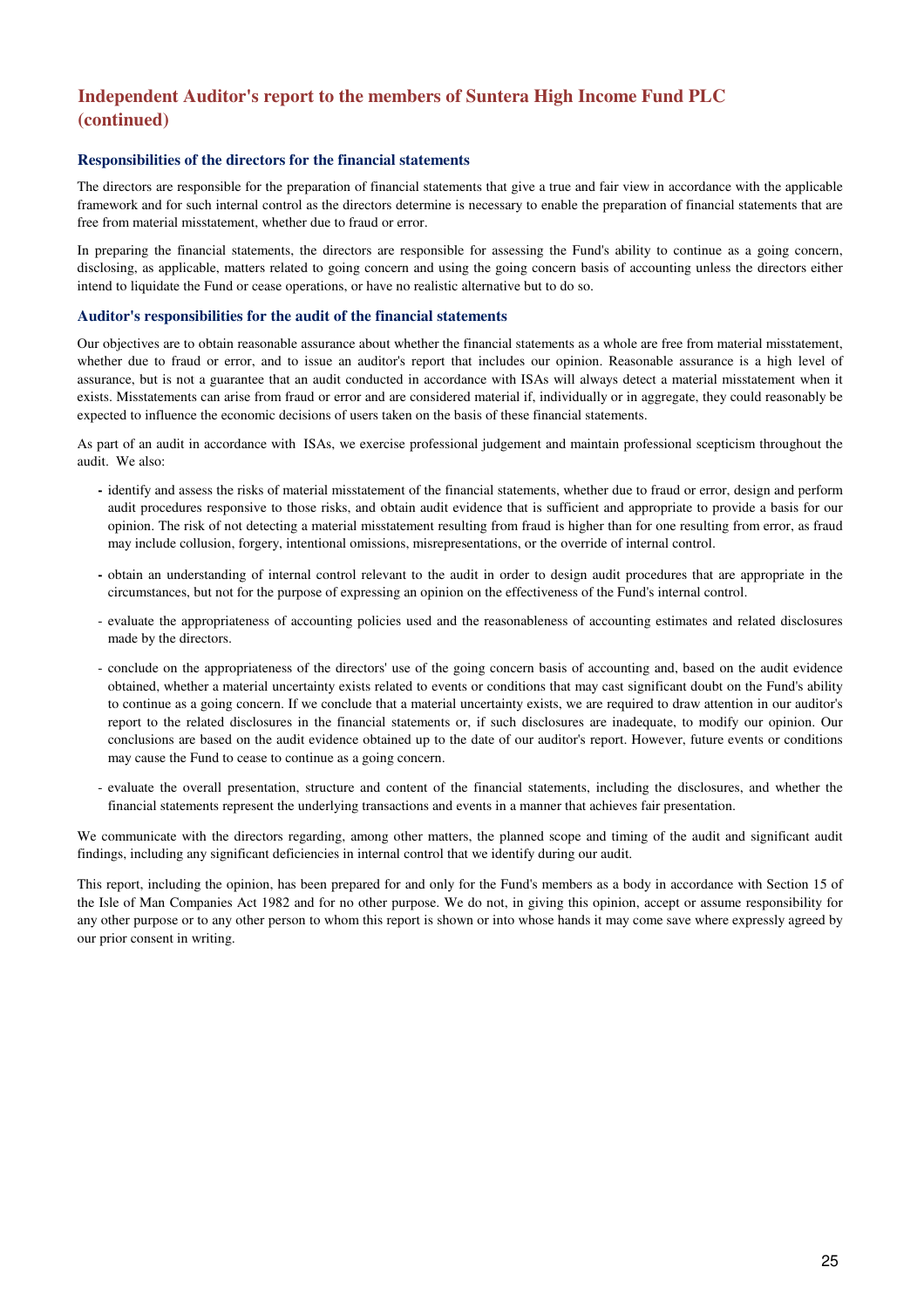## Independent Auditor's report to the members of Suntera High Income Fund PLC (continued)

### Responsibilities of the directors for the financial statements

The directors are responsible for the preparation of financial statements that give a true and fair view in accordance with the applicable framework and for such internal control as the directors determine is necessary to enable the preparation of financial statements that are free from material misstatement, whether due to fraud or error.

In preparing the financial statements, the directors are responsible for assessing the Fund's ability to continue as a going concern, disclosing, as applicable, matters related to going concern and using the going concern basis of accounting unless the directors either intend to liquidate the Fund or cease operations, or have no realistic alternative but to do so.

### Auditor's responsibilities for the audit of the financial statements

Our objectives are to obtain reasonable assurance about whether the financial statements as a whole are free from material misstatement, whether due to fraud or error, and to issue an auditor's report that includes our opinion. Reasonable assurance is a high level of assurance, but is not a guarantee that an audit conducted in accordance with ISAs will always detect a material misstatement when it exists. Misstatements can arise from fraud or error and are considered material if, individually or in aggregate, they could reasonably be expected to influence the economic decisions of users taken on the basis of these financial statements.

As part of an audit in accordance with ISAs, we exercise professional judgement and maintain professional scepticism throughout the audit. We also:

- identify and assess the risks of material misstatement of the financial statements, whether due to fraud or error, design and perform audit procedures responsive to those risks, and obtain audit evidence that is sufficient and appropriate to provide a basis for our opinion. The risk of not detecting a material misstatement resulting from fraud is higher than for one resulting from error, as fraud may include collusion, forgery, intentional omissions, misrepresentations, or the override of internal control.

- obtain an understanding of internal control relevant to the audit in order to design audit procedures that are appropriate in the circumstances, but not for the purpose of expressing an opinion on the effectiveness of the Fund's internal control.

- evaluate the appropriateness of accounting policies used and the reasonableness of accounting estimates and related disclosures made by the directors.

- conclude on the appropriateness of the directors' use of the going concern basis of accounting and, based on the audit evidence obtained, whether a material uncertainty exists related to events or conditions that may cast significant doubt on the Fund's ability to continue as a going concern. If we conclude that a material uncertainty exists, we are required to draw attention in our auditor's report to the related disclosures in the financial statements or, if such disclosures are inadequate, to modify our opinion. Our conclusions are based on the audit evidence obtained up to the date of our auditor's report. However, future events or conditions may cause the Fund to cease to continue as a going concern.

- evaluate the overall presentation, structure and content of the financial statements, including the disclosures, and whether the financial statements represent the underlying transactions and events in a manner that achieves fair presentation.

We communicate with the directors regarding, among other matters, the planned scope and timing of the audit and significant audit findings, including any significant deficiencies in internal control that we identify during our audit.

This report, including the opinion, has been prepared for and only for the Fund's members as a body in accordance with Section 15 of the Isle of Man Companies Act 1982 and for no other purpose. We do not, in giving this opinion, accept or assume responsibility for any other purpose or to any other person to whom this report is shown or into whose hands it may come save where expressly agreed by our prior consent in writing.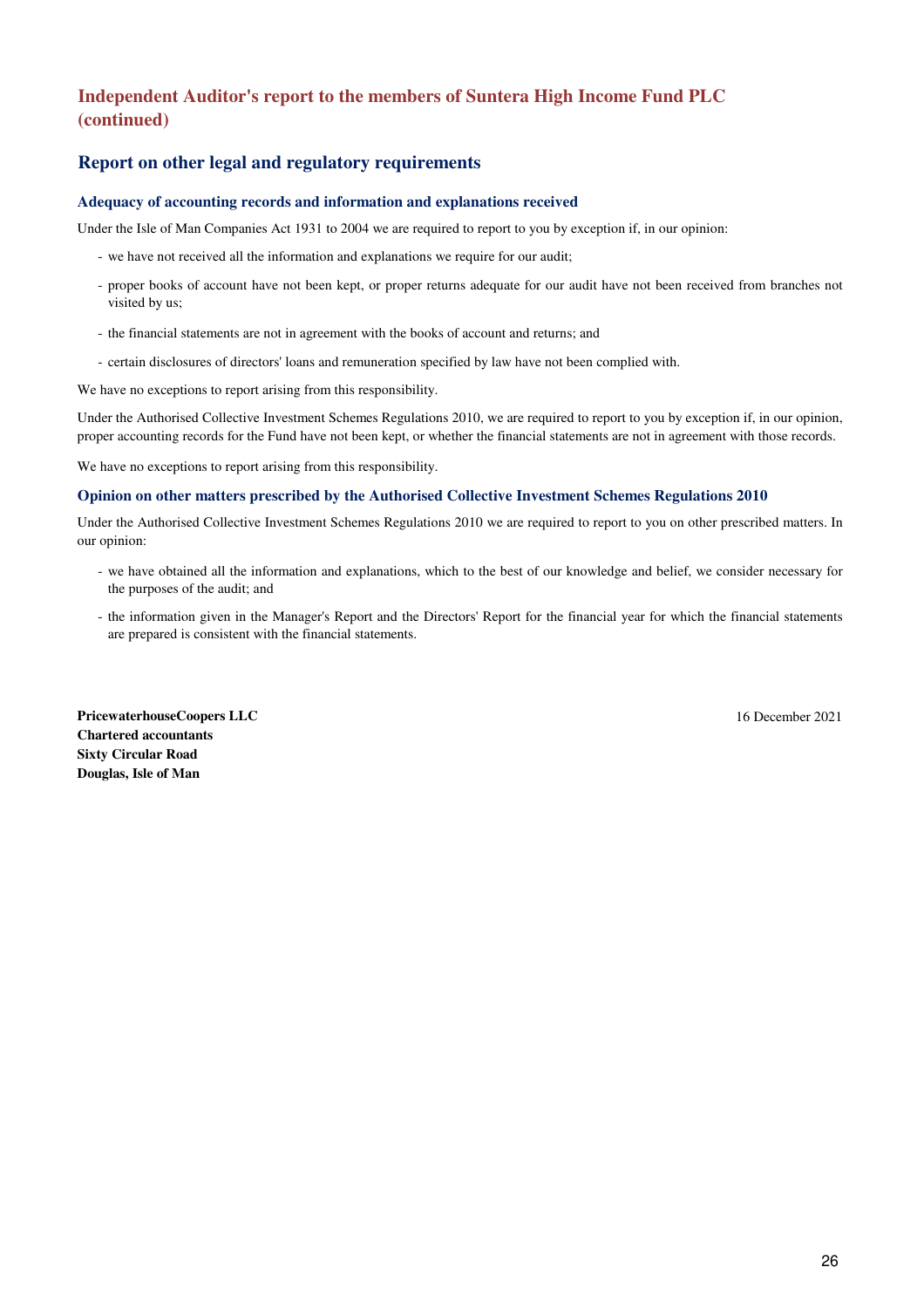# Independent Auditor's report to the members of Suntera High Income Fund PLC (continued)

## Report on other legal and regulatory requirements

### Adequacy of accounting records and information and explanations received

Under the Isle of Man Companies Act 1931 to 2004 we are required to report to you by exception if, in our opinion:

- we have not received all the information and explanations we require for our audit;
- proper books of account have not been kept, or proper returns adequate for our audit have not been received from branches not visited by us;
- the financial statements are not in agreement with the books of account and returns; and
- certain disclosures of directors' loans and remuneration specified by law have not been complied with.

We have no exceptions to report arising from this responsibility.

Under the Authorised Collective Investment Schemes Regulations 2010, we are required to report to you by exception if, in our opinion, proper accounting records for the Fund have not been kept, or whether the financial statements are not in agreement with those records.

We have no exceptions to report arising from this responsibility.

### Opinion on other matters prescribed by the Authorised Collective Investment Schemes Regulations 2010

Under the Authorised Collective Investment Schemes Regulations 2010 we are required to report to you on other prescribed matters. In our opinion:

- we have obtained all the information and explanations, which to the best of our knowledge and belief, we consider necessary for the purposes of the audit; and
- the information given in the Manager's Report and the Directors' Report for the financial year for which the financial statements are prepared is consistent with the financial statements.

**PricewaterhouseCoopers LLC**
**Chartered accountants**
**Sixty Circular Road**
**Douglas, Isle of Man**

16 December 2021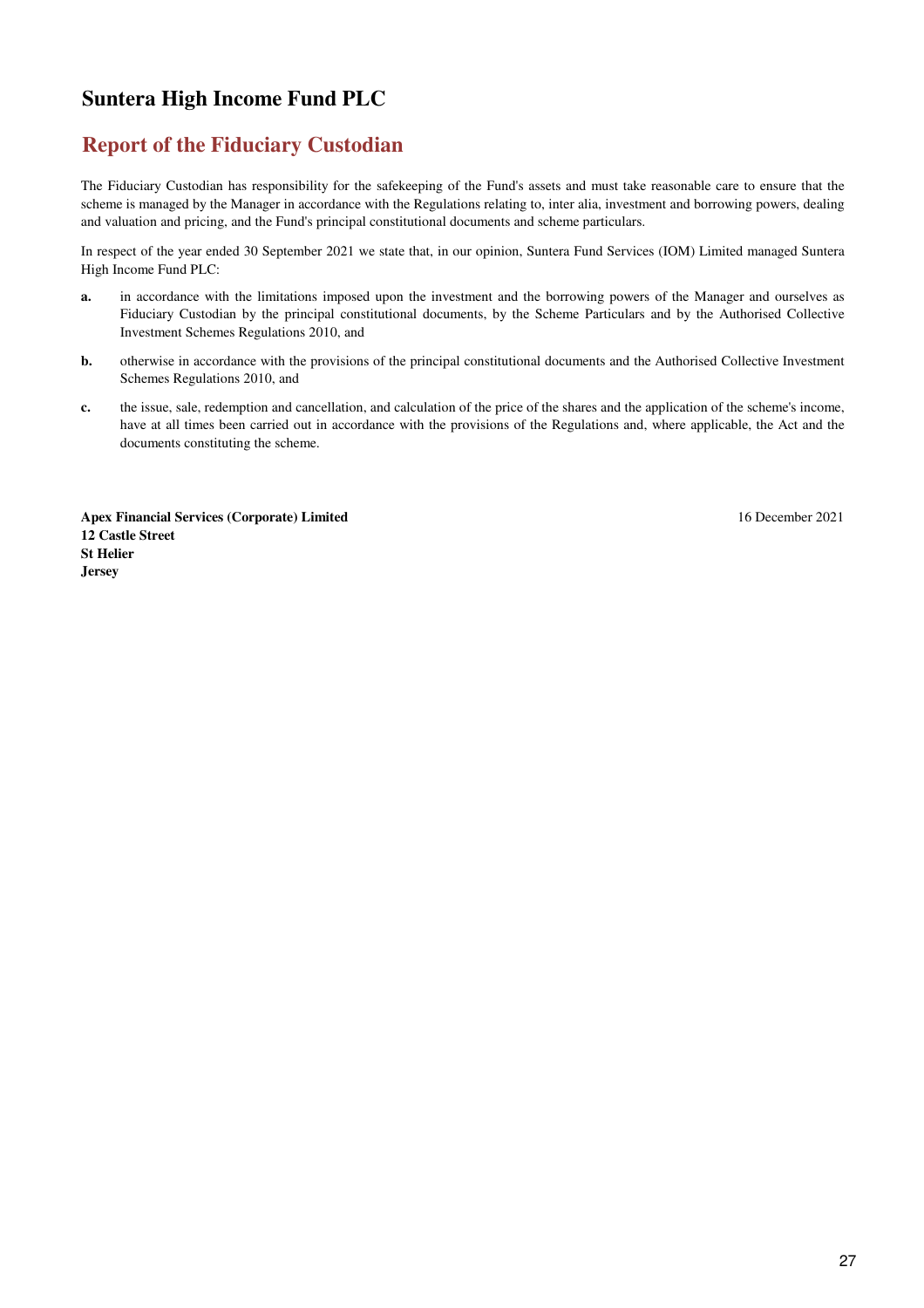# Suntera High Income Fund PLC

## Report of the Fiduciary Custodian

The Fiduciary Custodian has responsibility for the safekeeping of the Fund's assets and must take reasonable care to ensure that the scheme is managed by the Manager in accordance with the Regulations relating to, inter alia, investment and borrowing powers, dealing and valuation and pricing, and the Fund's principal constitutional documents and scheme particulars.

In respect of the year ended 30 September 2021 we state that, in our opinion, Suntera Fund Services (IOM) Limited managed Suntera High Income Fund PLC:

**a.** in accordance with the limitations imposed upon the investment and the borrowing powers of the Manager and ourselves as Fiduciary Custodian by the principal constitutional documents, by the Scheme Particulars and by the Authorised Collective Investment Schemes Regulations 2010, and

**b.** otherwise in accordance with the provisions of the principal constitutional documents and the Authorised Collective Investment Schemes Regulations 2010, and

**c.** the issue, sale, redemption and cancellation, and calculation of the price of the shares and the application of the scheme's income, have at all times been carried out in accordance with the provisions of the Regulations and, where applicable, the Act and the documents constituting the scheme.

**Apex Financial Services (Corporate) Limited**
**12 Castle Street**
**St Helier**
**Jersey**

16 December 2021